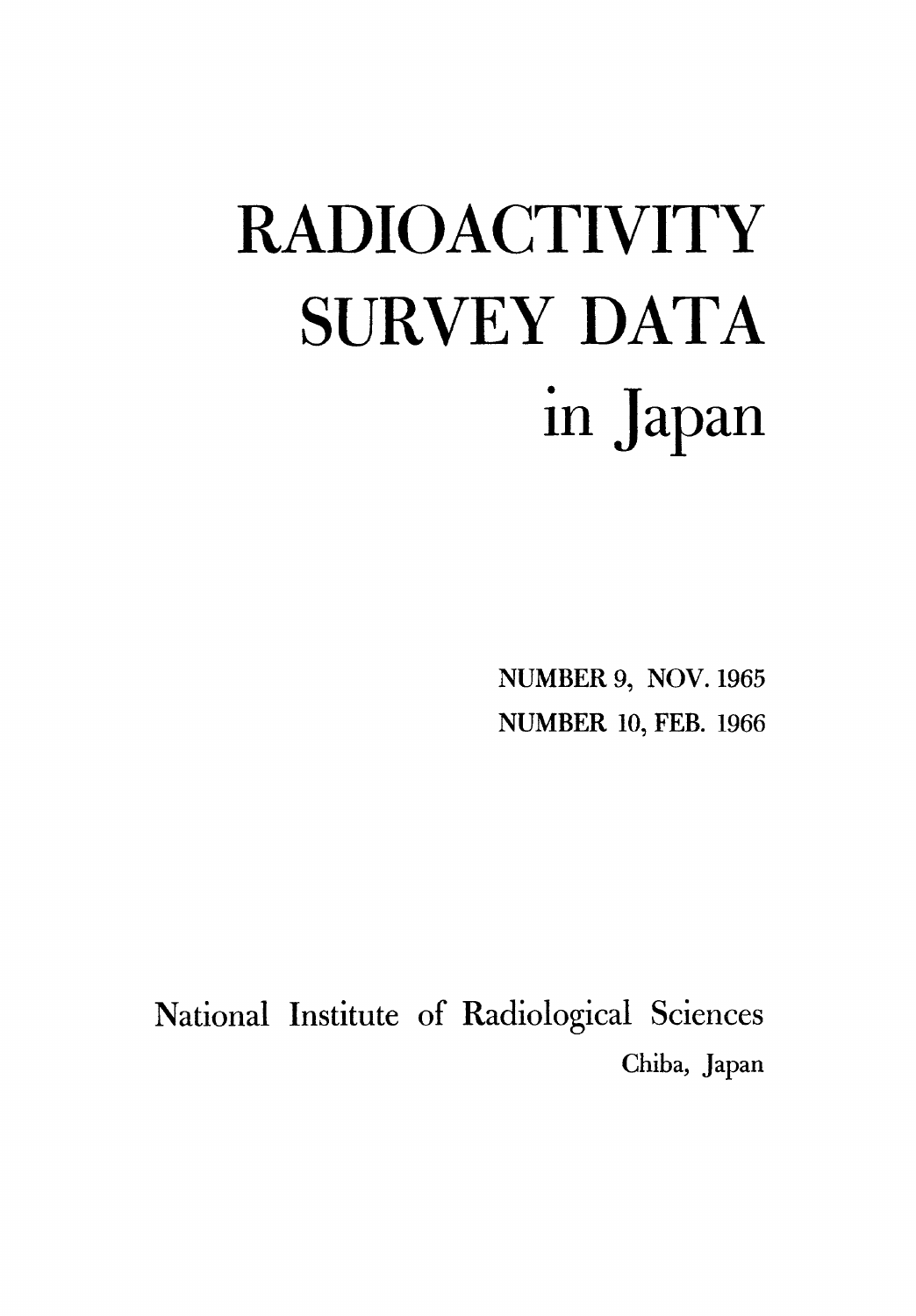# RADIOACTIVITY SURVEY DATA in Japan

NUMBER 9, NOV. 1965

NUMBER 10, FEB. 1966

National Institute of Radiological Sciences

Chiba, Japan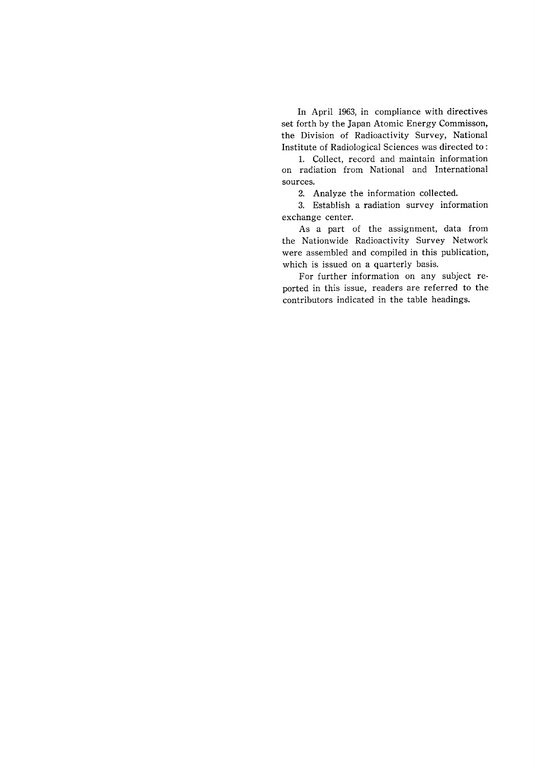In April 1963, in compliance with directives set forth by the Japan Atomic Energy Commisson, the Division of Radioactivity Survey, National Institute of Radiological Sciences was directed to:

1. Collect, record and maintain information on radiation from National and International sources.

2. Analyze the information collected.

3. Establish a radiation survey information exchange center.

As a part of the assignment, data from the Nationwide Radioactivity Survey Network were assembled and compiled in this publication, which is issued on a quarterly basis.

For further information on any subject reported in this issue, readers are referred to the contributors indicated in the table headings.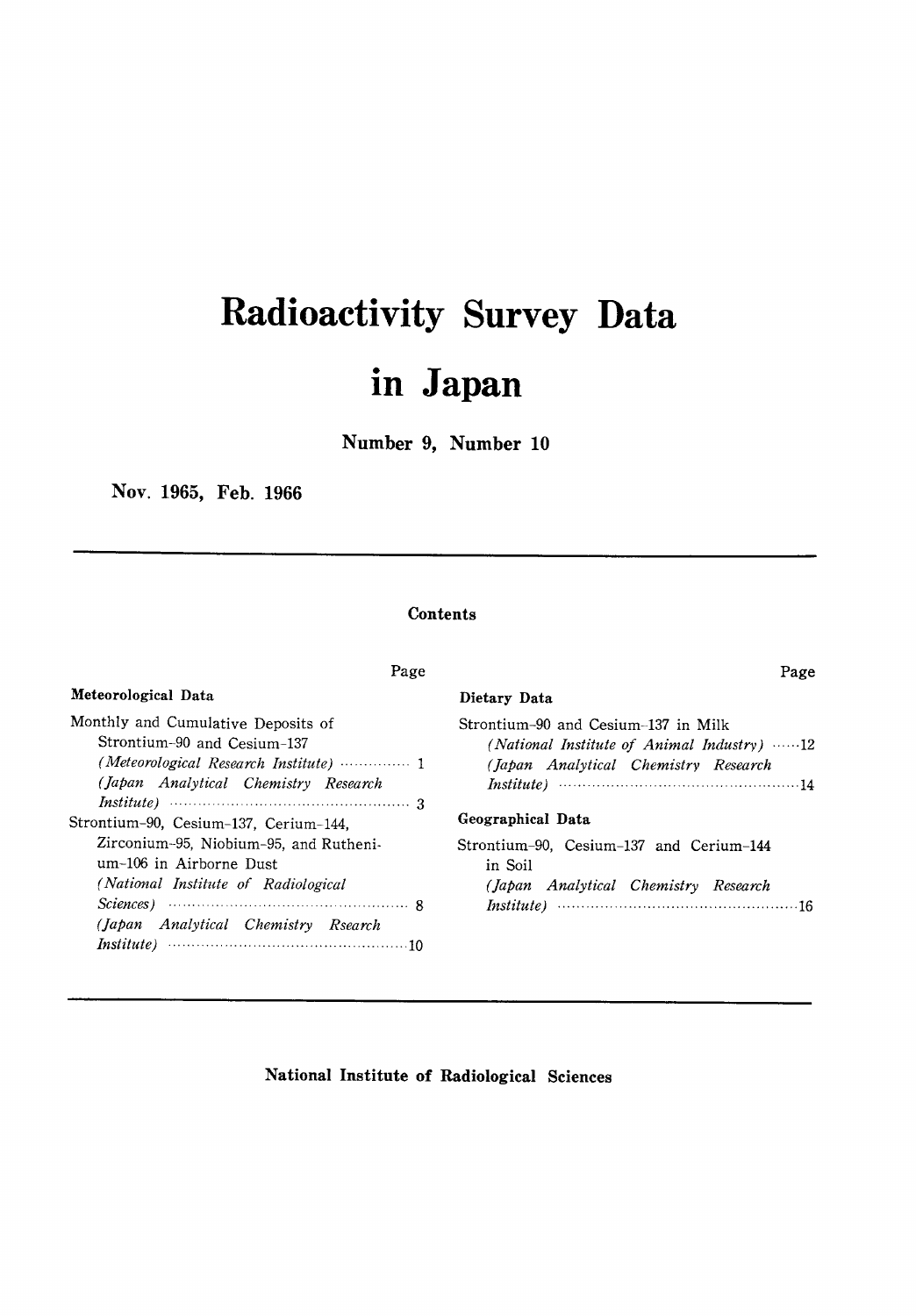# Radioactivity Survey Data in Japan

**Number 9, Number 10**

**Nov. 1965, Feb. 1966**

## Contents

**Meteorological Data**

Monthly and Cumulative Deposits of Strontium-90 and Cesium-137
- *(Meteorological Research Institute)* ............... 1
- *(Japan Analytical Chemistry Research Institute)* ............... 3

Strontium-90, Cesium-137, Cerium-144, Zirconium-95, Niobium-95, and Ruthenium-106 in Airborne Dust
- *(National Institute of Radiological Sciences)* ............... 8
- *(Japan Analytical Chemistry Rsearch Institute)* ............... 10

**Dietary Data**

Strontium-90 and Cesium-137 in Milk
- *(National Institute of Animal Industry)* ............... 12
- *(Japan Analytical Chemistry Research Institute)* ............... 14

**Geographical Data**

Strontium-90, Cesium-137 and Cerium-144 in Soil
- *(Japan Analytical Chemistry Research Institute)* ............... 16

**National Institute of Radiological Sciences**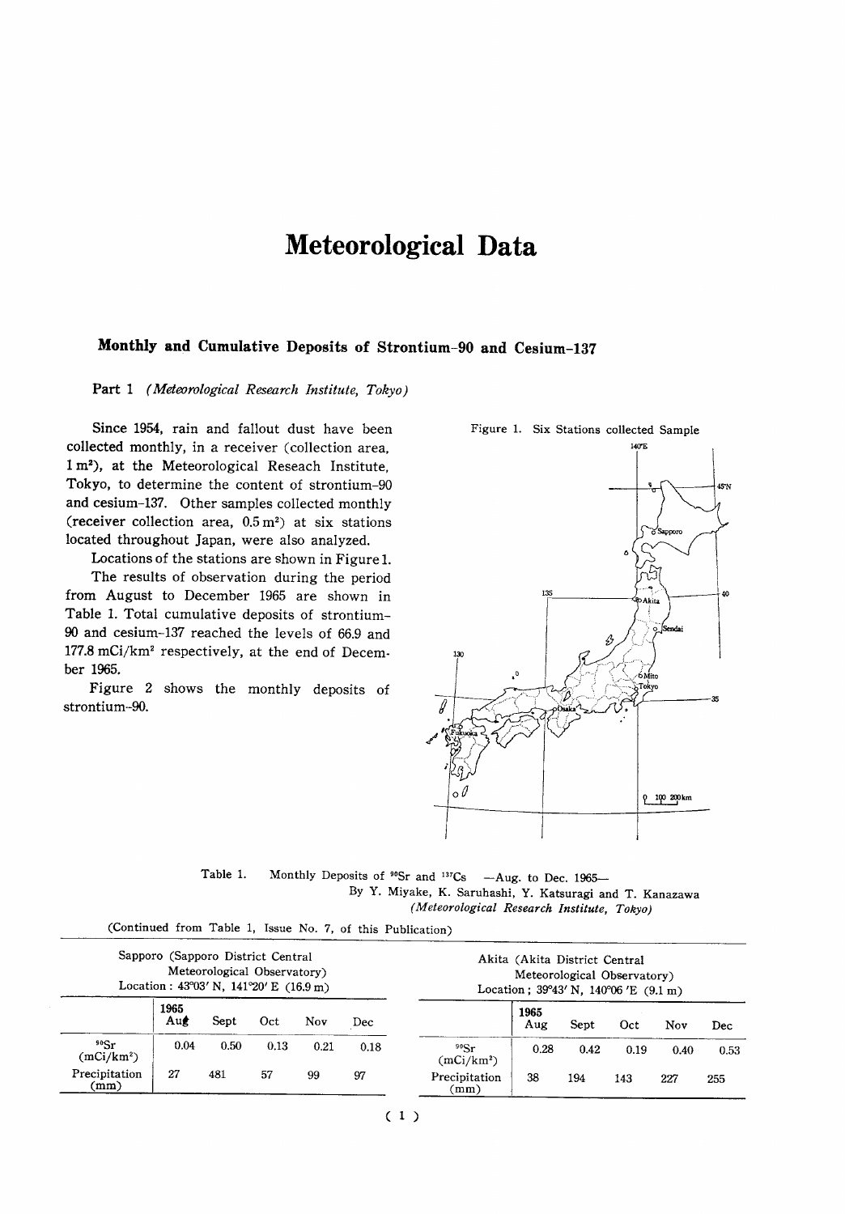# Meteorological Data

## Monthly and Cumulative Deposits of Strontium-90 and Cesium-137

Part 1 *(Meteorological Research Institute, Tokyo)*

Since 1954, rain and fallout dust have been collected monthly, in a receiver (collection area, 1 $m^2$), at the Meteorological Reseach Institute, Tokyo, to determine the content of strontium-90 and cesium-137. Other samples collected monthly (receiver collection area, 0.5 $m^2$) at six stations located throughout Japan, were also analyzed.

Locations of the stations are shown in Figure 1.

The results of observation during the period from August to December 1965 are shown in Table 1. Total cumulative deposits of strontium-90 and cesium-137 reached the levels of 66.9 and 177.8 mCi/$km^2$ respectively, at the end of December 1965.

Figure 2 shows the monthly deposits of strontium-90.

Figure 1. Six Stations collected Sample

Table 1. Monthly Deposits of $^{90}$Sr and $^{137}$Cs —Aug. to Dec. 1965—
By Y. Miyake, K. Saruhashi, Y. Katsuragi and T. Kanazawa
*(Meteorological Research Institute, Tokyo)*

(Continued from Table 1, Issue No. 7, of this Publication)

Sapporo (Sapporo District Central Meteorological Observatory)
Location : 43°03′ N, 141°20′ E (16.9 m)

| | 1965 Aug | Sept | Oct | Nov | Dec |
|---|---|---|---|---|---|
| $^{90}$Sr (mCi/$km^2$) | 0.04 | 0.50 | 0.13 | 0.21 | 0.18 |
| Precipitation (mm) | 27 | 481 | 57 | 99 | 97 |

Akita (Akita District Central Meteorological Observatory)
Location ; 39°43′ N, 140°06 ′E (9.1 m)

| | 1965 Aug | Sept | Oct | Nov | Dec |
|---|---|---|---|---|---|
| $^{90}$Sr (mCi/$km^2$) | 0.28 | 0.42 | 0.19 | 0.40 | 0.53 |
| Precipitation (mm) | 38 | 194 | 143 | 227 | 255 |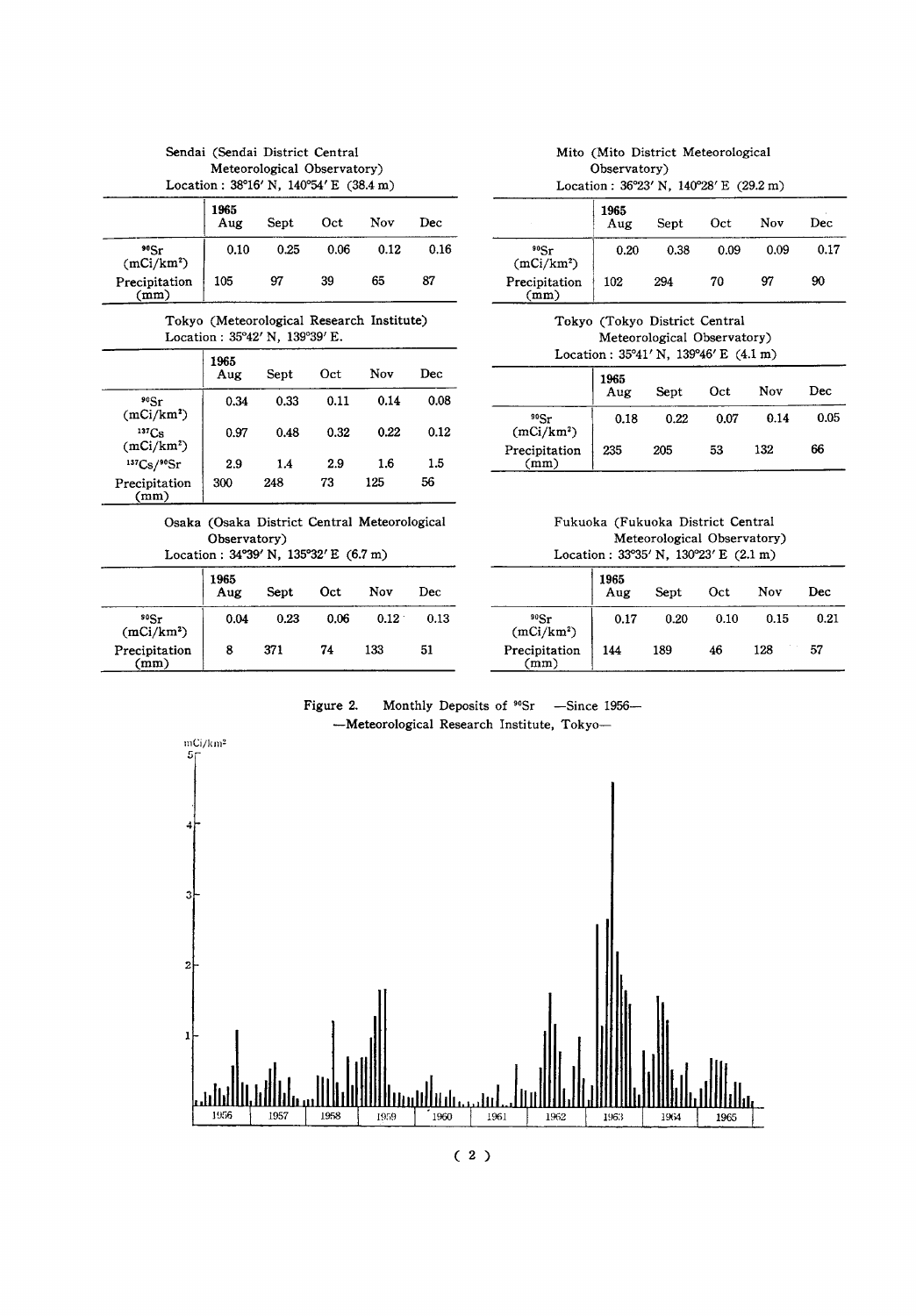Sendai (Sendai District Central Meteorological Observatory)
Location : 38°16′ N, 140°54′ E (38.4 m)

| | 1965 Aug | Sept | Oct | Nov | Dec |
|---|---|---|---|---|---|
| $^{90}Sr$ (mCi/km$^2$) | 0.10 | 0.25 | 0.06 | 0.12 | 0.16 |
| Precipitation (mm) | 105 | 97 | 39 | 65 | 87 |

Mito (Mito District Meteorological Observatory)
Location : 36°23′ N, 140°28′ E (29.2 m)

| | 1965 Aug | Sept | Oct | Nov | Dec |
|---|---|---|---|---|---|
| $^{90}Sr$ (mCi/km$^2$) | 0.20 | 0.38 | 0.09 | 0.09 | 0.17 |
| Precipitation (mm) | 102 | 294 | 70 | 97 | 90 |

Tokyo (Meteorological Research Institute)
Location : 35°42′ N, 139°39′ E.

| | 1965 Aug | Sept | Oct | Nov | Dec |
|---|---|---|---|---|---|
| $^{90}Sr$ (mCi/km$^2$) | 0.34 | 0.33 | 0.11 | 0.14 | 0.08 |
| $^{137}Cs$ (mCi/km$^2$) | 0.97 | 0.48 | 0.32 | 0.22 | 0.12 |
| $^{137}Cs/^{90}Sr$ | 2.9 | 1.4 | 2.9 | 1.6 | 1.5 |
| Precipitation (mm) | 300 | 248 | 73 | 125 | 56 |

Tokyo (Tokyo District Central Meteorological Observatory)
Location : 35°41′ N, 139°46′ E (4.1 m)

| | 1965 Aug | Sept | Oct | Nov | Dec |
|---|---|---|---|---|---|
| $^{90}Sr$ (mCi/km$^2$) | 0.18 | 0.22 | 0.07 | 0.14 | 0.05 |
| Precipitation (mm) | 235 | 205 | 53 | 132 | 66 |

Osaka (Osaka District Central Meteorological Observatory)
Location : 34°39′ N, 135°32′ E (6.7 m)

| | 1965 Aug | Sept | Oct | Nov | Dec |
|---|---|---|---|---|---|
| $^{90}Sr$ (mCi/km$^2$) | 0.04 | 0.23 | 0.06 | 0.12 | 0.13 |
| Precipitation (mm) | 8 | 371 | 74 | 133 | 51 |

Fukuoka (Fukuoka District Central Meteorological Observatory)
Location : 33°35′ N, 130°23′ E (2.1 m)

| | 1965 Aug | Sept | Oct | Nov | Dec |
|---|---|---|---|---|---|
| $^{90}Sr$ (mCi/km$^2$) | 0.17 | 0.20 | 0.10 | 0.15 | 0.21 |
| Precipitation (mm) | 144 | 189 | 46 | 128 | 57 |

Figure 2. Monthly Deposits of $^{90}Sr$ —Since 1956—
—Meteorological Research Institute, Tokyo—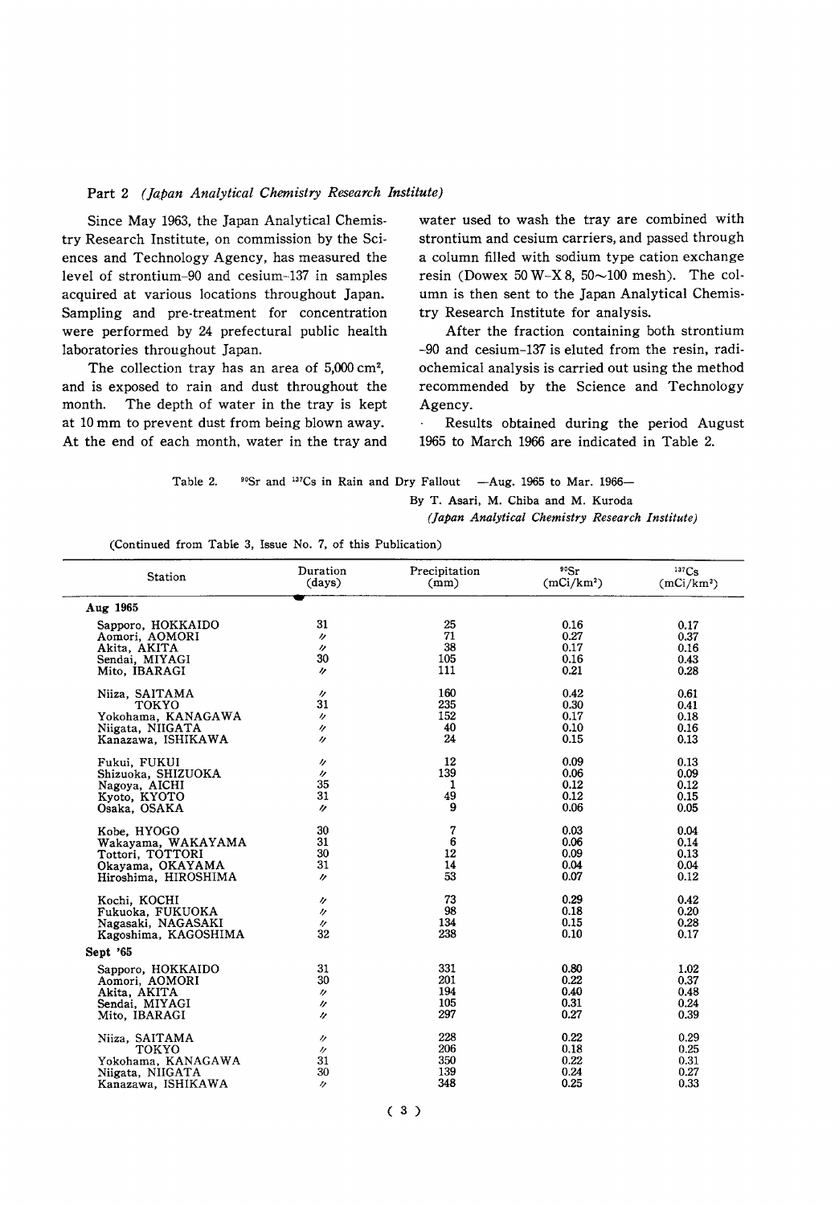## Part 2 *(Japan Analytical Chemistry Research Institute)*

Since May 1963, the Japan Analytical Chemistry Research Institute, on commission by the Sciences and Technology Agency, has measured the level of strontium-90 and cesium-137 in samples acquired at various locations throughout Japan. Sampling and pre-treatment for concentration were performed by 24 prefectural public health laboratories throughout Japan.

The collection tray has an area of 5,000 $cm^2$, and is exposed to rain and dust throughout the month. The depth of water in the tray is kept at 10 mm to prevent dust from being blown away. At the end of each month, water in the tray and water used to wash the tray are combined with strontium and cesium carriers, and passed through a column filled with sodium type cation exchange resin (Dowex 50 W-X 8, 50~100 mesh). The column is then sent to the Japan Analytical Chemistry Research Institute for analysis.

After the fraction containing both strontium-90 and cesium-137 is eluted from the resin, radiochemical analysis is carried out using the method recommended by the Science and Technology Agency.

Results obtained during the period August 1965 to March 1966 are indicated in Table 2.

Table 2. $^{90}Sr$ and $^{137}Cs$ in Rain and Dry Fallout —Aug. 1965 to Mar. 1966—

By T. Asari, M. Chiba and M. Kuroda

*(Japan Analytical Chemistry Research Institute)*

(Continued from Table 3, Issue No. 7, of this Publication)

| Station | Duration (days) | Precipitation (mm) | $^{90}Sr$ ($mCi/km^2$) | $^{137}Cs$ ($mCi/km^2$) |
|---|---|---|---|---|
| **Aug 1965** | | | | |
| Sapporo, HOKKAIDO | 31 | 25 | 0.16 | 0.17 |
| Aomori, AOMORI | 〃 | 71 | 0.27 | 0.37 |
| Akita, AKITA | 〃 | 38 | 0.17 | 0.16 |
| Sendai, MIYAGI | 30 | 105 | 0.16 | 0.43 |
| Mito, IBARAGI | 〃 | 111 | 0.21 | 0.28 |
| Niiza, SAITAMA | 〃 | 160 | 0.42 | 0.61 |
| TOKYO | 31 | 235 | 0.30 | 0.41 |
| Yokohama, KANAGAWA | 〃 | 152 | 0.17 | 0.18 |
| Niigata, NIIGATA | 〃 | 40 | 0.10 | 0.16 |
| Kanazawa, ISHIKAWA | 〃 | 24 | 0.15 | 0.13 |
| Fukui, FUKUI | 〃 | 12 | 0.09 | 0.13 |
| Shizuoka, SHIZUOKA | 〃 | 139 | 0.06 | 0.09 |
| Nagoya, AICHI | 35 | 1 | 0.12 | 0.12 |
| Kyoto, KYOTO | 31 | 49 | 0.12 | 0.15 |
| Osaka, OSAKA | 〃 | 9 | 0.06 | 0.05 |
| Kobe, HYOGO | 30 | 7 | 0.03 | 0.04 |
| Wakayama, WAKAYAMA | 31 | 6 | 0.06 | 0.14 |
| Tottori, TOTTORI | 30 | 12 | 0.09 | 0.13 |
| Okayama, OKAYAMA | 31 | 14 | 0.04 | 0.04 |
| Hiroshima, HIROSHIMA | 〃 | 53 | 0.07 | 0.12 |
| Kochi, KOCHI | 〃 | 73 | 0.29 | 0.42 |
| Fukuoka, FUKUOKA | 〃 | 98 | 0.18 | 0.20 |
| Nagasaki, NAGASAKI | 〃 | 134 | 0.15 | 0.28 |
| Kagoshima, KAGOSHIMA | 32 | 238 | 0.10 | 0.17 |
| **Sept '65** | | | | |
| Sapporo, HOKKAIDO | 31 | 331 | 0.80 | 1.02 |
| Aomori, AOMORI | 30 | 201 | 0.22 | 0.37 |
| Akita, AKITA | 〃 | 194 | 0.40 | 0.48 |
| Sendai, MIYAGI | 〃 | 105 | 0.31 | 0.24 |
| Mito, IBARAGI | 〃 | 297 | 0.27 | 0.39 |
| Niiza, SAITAMA | 〃 | 228 | 0.22 | 0.29 |
| TOKYO | 〃 | 206 | 0.18 | 0.25 |
| Yokohama, KANAGAWA | 31 | 350 | 0.22 | 0.31 |
| Niigata, NIIGATA | 30 | 139 | 0.24 | 0.27 |
| Kanazawa, ISHIKAWA | 〃 | 348 | 0.25 | 0.33 |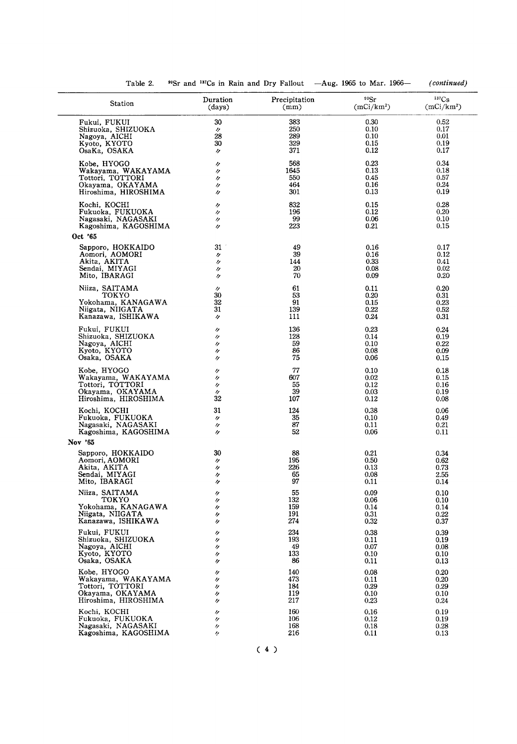Table 2. $^{90}Sr$ and $^{137}Cs$ in Rain and Dry Fallout —Aug. 1965 to Mar. 1966— *(continued)*

| Station | Duration (days) | Precipitation (mm) | $^{90}Sr$ (mCi/km$^2$) | $^{137}Cs$ (mCi/km$^2$) |
|---|---|---|---|---|
| Fukui, FUKUI | 30 | 383 | 0.30 | 0.52 |
| Shizuoka, SHIZUOKA | 〃 | 250 | 0.10 | 0.17 |
| Nagoya, AICHI | 28 | 289 | 0.10 | 0.01 |
| Kyoto, KYOTO | 30 | 329 | 0.15 | 0.19 |
| OsaKa, OSAKA | 〃 | 371 | 0.12 | 0.17 |
| Kobe, HYOGO | 〃 | 568 | 0.23 | 0.34 |
| Wakayama, WAKAYAMA | 〃 | 1645 | 0.13 | 0.18 |
| Tottori, TOTTORI | 〃 | 550 | 0.45 | 0.57 |
| Okayama, OKAYAMA | 〃 | 464 | 0.16 | 0.24 |
| Hiroshima, HIROSHIMA | 〃 | 301 | 0.13 | 0.19 |
| Kochi, KOCHI | 〃 | 832 | 0.15 | 0.28 |
| Fukuoka, FUKUOKA | 〃 | 196 | 0.12 | 0.20 |
| Nagasaki, NAGASAKI | 〃 | 99 | 0.06 | 0.10 |
| Kagoshima, KAGOSHIMA | 〃 | 223 | 0.21 | 0.15 |
| **Oct '65** | | | | |
| Sapporo, HOKKAIDO | 31 | 49 | 0.16 | 0.17 |
| Aomori, AOMORI | 〃 | 39 | 0.16 | 0.12 |
| Akita, AKITA | 〃 | 144 | 0.33 | 0.41 |
| Sendai, MIYAGI | 〃 | 20 | 0.08 | 0.02 |
| Mito, IBARAGI | 〃 | 70 | 0.09 | 0.20 |
| Niiza, SAITAMA | 〃 | 61 | 0.11 | 0.20 |
| TOKYO | 30 | 53 | 0.20 | 0.31 |
| Yokohama, KANAGAWA | 32 | 91 | 0.15 | 0.23 |
| Niigata, NIIGATA | 31 | 139 | 0.22 | 0.52 |
| Kanazawa, ISHIKAWA | 〃 | 111 | 0.24 | 0.31 |
| Fukui, FUKUI | 〃 | 136 | 0.23 | 0.24 |
| Shizuoka, SHIZUOKA | 〃 | 128 | 0.14 | 0.19 |
| Nagoya, AICHI | 〃 | 59 | 0.10 | 0.22 |
| Kyoto, KYOTO | 〃 | 86 | 0.08 | 0.09 |
| Osaka, OSAKA | 〃 | 75 | 0.06 | 0.15 |
| Kobe, HYOGO | 〃 | 77 | 0.10 | 0.18 |
| Wakayama, WAKAYAMA | 〃 | 607 | 0.02 | 0.15 |
| Tottori, TOTTORI | 〃 | 55 | 0.12 | 0.16 |
| Okayama, OKAYAMA | 〃 | 39 | 0.03 | 0.19 |
| Hiroshima, HIROSHIMA | 32 | 107 | 0.12 | 0.08 |
| Kochi, KOCHI | 31 | 124 | 0.38 | 0.06 |
| Fukuoka, FUKUOKA | 〃 | 35 | 0.10 | 0.49 |
| Nagasaki, NAGASAKI | 〃 | 87 | 0.11 | 0.21 |
| Kagoshima, KAGOSHIMA | 〃 | 52 | 0.06 | 0.11 |
| **Nov '65** | | | | |
| Sapporo, HOKKAIDO | 30 | 88 | 0.21 | 0.34 |
| Aomori, AOMORI | 〃 | 195 | 0.50 | 0.62 |
| Akita, AKITA | 〃 | 226 | 0.13 | 0.73 |
| Sendai, MIYAGI | 〃 | 65 | 0.08 | 2.55 |
| Mito, IBARAGI | 〃 | 97 | 0.11 | 0.14 |
| Niiza, SAITAMA | 〃 | 55 | 0.09 | 0.10 |
| TOKYO | 〃 | 132 | 0.06 | 0.10 |
| Yokohama, KANAGAWA | 〃 | 159 | 0.14 | 0.14 |
| Niigata, NIIGATA | 〃 | 191 | 0.31 | 0.22 |
| Kanazawa, ISHIKAWA | 〃 | 274 | 0.32 | 0.37 |
| Fukui, FUKUI | 〃 | 234 | 0.38 | 0.39 |
| Shizuoka, SHIZUOKA | 〃 | 193 | 0.11 | 0.19 |
| Nagoya, AICHI | 〃 | 49 | 0.07 | 0.08 |
| Kyoto, KYOTO | 〃 | 133 | 0.10 | 0.10 |
| Osaka, OSAKA | 〃 | 86 | 0.11 | 0.13 |
| Kobe, HYOGO | 〃 | 140 | 0.08 | 0.20 |
| Wakayama, WAKAYAMA | 〃 | 473 | 0.11 | 0.20 |
| Tottori, TOTTORI | 〃 | 184 | 0.29 | 0.29 |
| Okayama, OKAYAMA | 〃 | 119 | 0.10 | 0.10 |
| Hiroshima, HIROSHIMA | 〃 | 217 | 0.23 | 0.24 |
| Kochi, KOCHI | 〃 | 160 | 0.16 | 0.19 |
| Fukuoka, FUKUOKA | 〃 | 106 | 0.12 | 0.19 |
| Nagasaki, NAGASAKI | 〃 | 168 | 0.18 | 0.28 |
| Kagoshima, KAGOSHIMA | 〃 | 216 | 0.11 | 0.13 |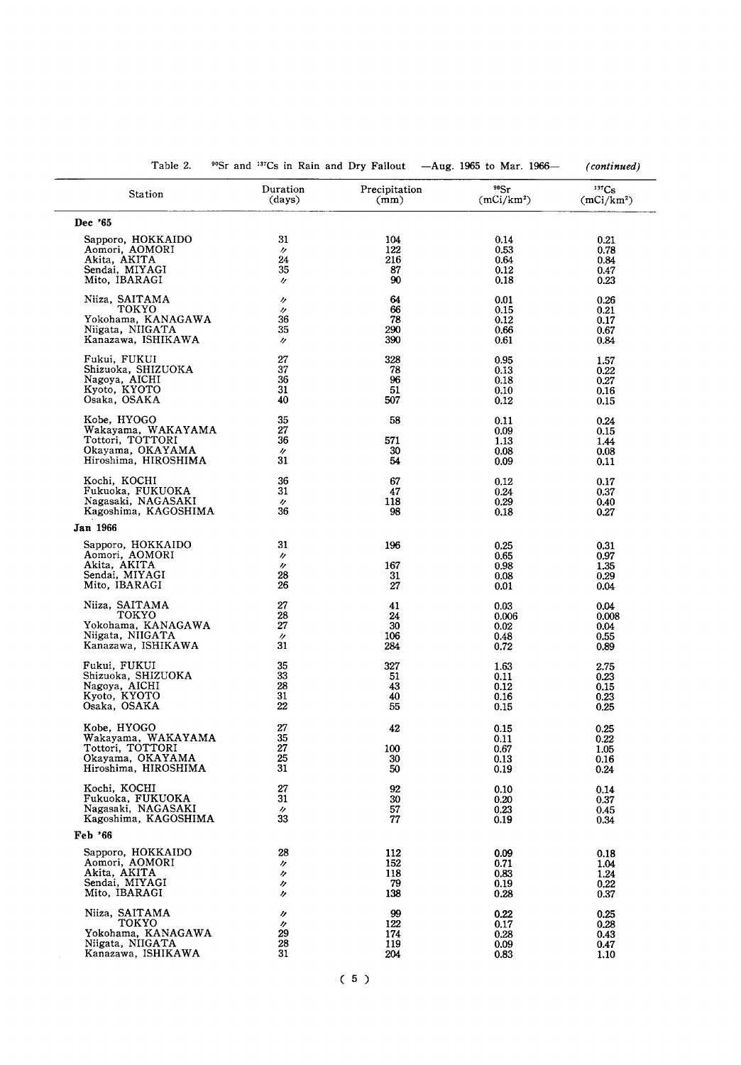Table 2. $^{90}Sr$ and $^{137}Cs$ in Rain and Dry Fallout —Aug. 1965 to Mar. 1966— *(continued)*

| Station | Duration (days) | Precipitation (mm) | $^{90}Sr$ ($mCi/km^2$) | $^{137}Cs$ ($mCi/km^2$) |
|---|---|---|---|---|
| **Dec '65** | | | | |
| Sapporo, HOKKAIDO | 31 | 104 | 0.14 | 0.21 |
| Aomori, AOMORI | 〃 | 122 | 0.53 | 0.78 |
| Akita, AKITA | 24 | 216 | 0.64 | 0.84 |
| Sendai, MIYAGI | 35 | 87 | 0.12 | 0.47 |
| Mito, IBARAGI | 〃 | 90 | 0.18 | 0.23 |
| Niiza, SAITAMA | 〃 | 64 | 0.01 | 0.26 |
| TOKYO | 〃 | 66 | 0.15 | 0.21 |
| Yokohama, KANAGAWA | 36 | 78 | 0.12 | 0.17 |
| Niigata, NIIGATA | 35 | 290 | 0.66 | 0.67 |
| Kanazawa, ISHIKAWA | 〃 | 390 | 0.61 | 0.84 |
| Fukui, FUKUI | 27 | 328 | 0.95 | 1.57 |
| Shizuoka, SHIZUOKA | 37 | 78 | 0.13 | 0.22 |
| Nagoya, AICHI | 36 | 96 | 0.18 | 0.27 |
| Kyoto, KYOTO | 31 | 51 | 0.10 | 0.16 |
| Osaka, OSAKA | 40 | 507 | 0.12 | 0.15 |
| Kobe, HYOGO | 35 | 58 | 0.11 | 0.24 |
| Wakayama, WAKAYAMA | 27 | | 0.09 | 0.15 |
| Tottori, TOTTORI | 36 | 571 | 1.13 | 1.44 |
| Okayama, OKAYAMA | 〃 | 30 | 0.08 | 0.08 |
| Hiroshima, HIROSHIMA | 31 | 54 | 0.09 | 0.11 |
| Kochi, KOCHI | 36 | 67 | 0.12 | 0.17 |
| Fukuoka, FUKUOKA | 31 | 47 | 0.24 | 0.37 |
| Nagasaki, NAGASAKI | 〃 | 118 | 0.29 | 0.40 |
| Kagoshima, KAGOSHIMA | 36 | 98 | 0.18 | 0.27 |
| **Jan 1966** | | | | |
| Sapporo, HOKKAIDO | 31 | 196 | 0.25 | 0.31 |
| Aomori, AOMORI | 〃 | | 0.65 | 0.97 |
| Akita, AKITA | 〃 | 167 | 0.98 | 1.35 |
| Sendai, MIYAGI | 28 | 31 | 0.08 | 0.29 |
| Mito, IBARAGI | 26 | 27 | 0.01 | 0.04 |
| Niiza, SAITAMA | 27 | 41 | 0.03 | 0.04 |
| TOKYO | 28 | 24 | 0.006 | 0.008 |
| Yokohama, KANAGAWA | 27 | 30 | 0.02 | 0.04 |
| Niigata, NIIGATA | 〃 | 106 | 0.48 | 0.55 |
| Kanazawa, ISHIKAWA | 31 | 284 | 0.72 | 0.89 |
| Fukui, FUKUI | 35 | 327 | 1.63 | 2.75 |
| Shizuoka, SHIZUOKA | 33 | 51 | 0.11 | 0.23 |
| Nagoya, AICHI | 28 | 43 | 0.12 | 0.15 |
| Kyoto, KYOTO | 31 | 40 | 0.16 | 0.23 |
| Osaka, OSAKA | 22 | 55 | 0.15 | 0.25 |
| Kobe, HYOGO | 27 | 42 | 0.15 | 0.25 |
| Wakayama, WAKAYAMA | 35 | | 0.11 | 0.22 |
| Tottori, TOTTORI | 27 | 100 | 0.67 | 1.05 |
| Okayama, OKAYAMA | 25 | 30 | 0.13 | 0.16 |
| Hiroshima, HIROSHIMA | 31 | 50 | 0.19 | 0.24 |
| Kochi, KOCHI | 27 | 92 | 0.10 | 0.14 |
| Fukuoka, FUKUOKA | 31 | 30 | 0.20 | 0.37 |
| Nagasaki, NAGASAKI | 〃 | 57 | 0.23 | 0.45 |
| Kagoshima, KAGOSHIMA | 33 | 77 | 0.19 | 0.34 |
| **Feb '66** | | | | |
| Sapporo, HOKKAIDO | 28 | 112 | 0.09 | 0.18 |
| Aomori, AOMORI | 〃 | 152 | 0.71 | 1.04 |
| Akita, AKITA | 〃 | 118 | 0.83 | 1.24 |
| Sendai, MIYAGI | 〃 | 79 | 0.19 | 0.22 |
| Mito, IBARAGI | 〃 | 138 | 0.28 | 0.37 |
| Niiza, SAITAMA | 〃 | 99 | 0.22 | 0.25 |
| TOKYO | 〃 | 122 | 0.17 | 0.28 |
| Yokohama, KANAGAWA | 29 | 174 | 0.28 | 0.43 |
| Niigata, NIIGATA | 28 | 119 | 0.09 | 0.47 |
| Kanazawa, ISHIKAWA | 31 | 204 | 0.83 | 1.10 |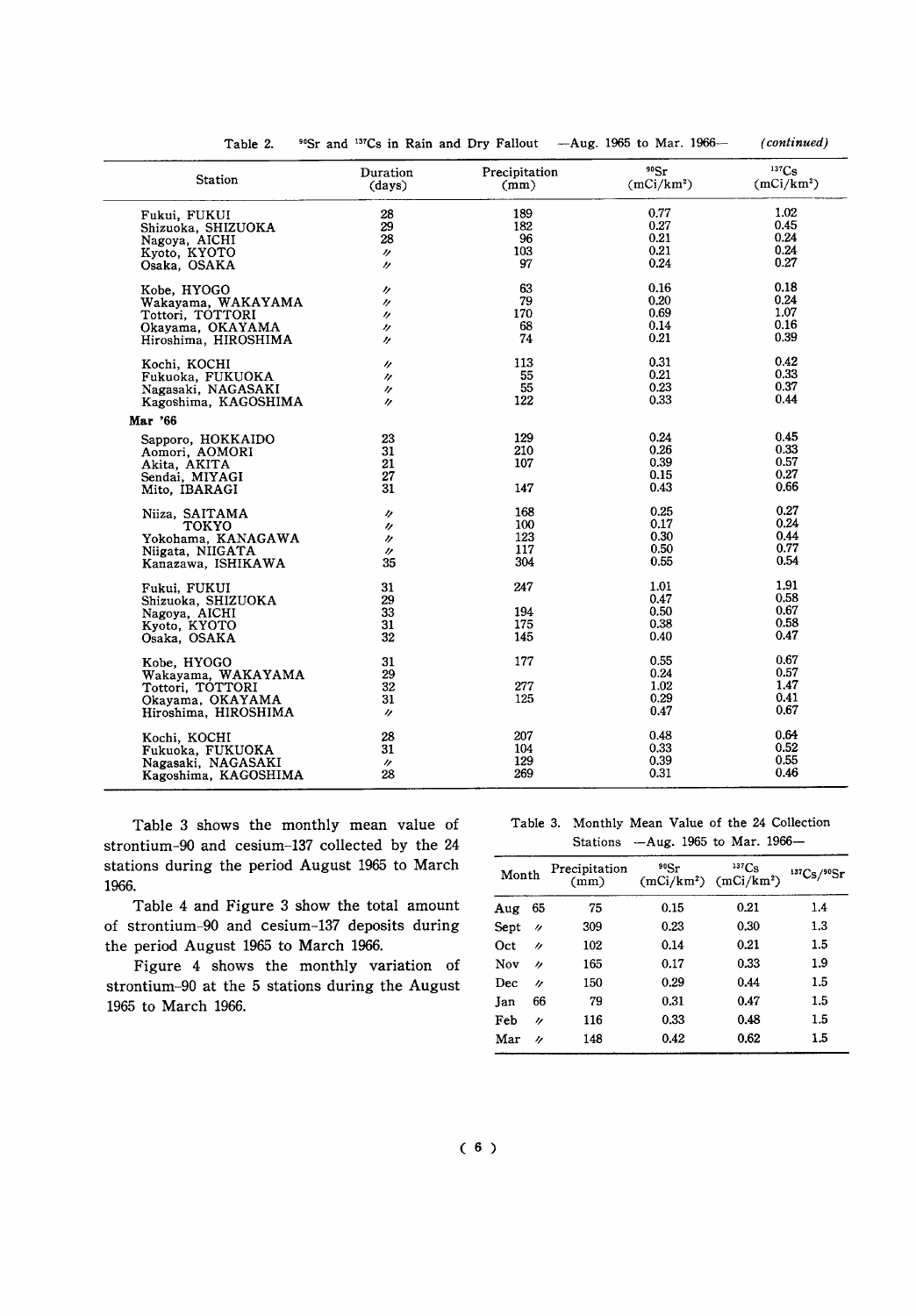Table 2. $^{90}Sr$ and $^{137}Cs$ in Rain and Dry Fallout —Aug. 1965 to Mar. 1966— *(continued)*

| Station | Duration (days) | Precipitation (mm) | $^{90}Sr$ ($mCi/km^2$) | $^{137}Cs$ ($mCi/km^2$) |
|---|---|---|---|---|
| Fukui, FUKUI | 28 | 189 | 0.77 | 1.02 |
| Shizuoka, SHIZUOKA | 29 | 182 | 0.27 | 0.45 |
| Nagoya, AICHI | 28 | 96 | 0.21 | 0.24 |
| Kyoto, KYOTO | 〃 | 103 | 0.21 | 0.24 |
| Osaka, OSAKA | 〃 | 97 | 0.24 | 0.27 |
| Kobe, HYOGO | 〃 | 63 | 0.16 | 0.18 |
| Wakayama, WAKAYAMA | 〃 | 79 | 0.20 | 0.24 |
| Tottori, TOTTORI | 〃 | 170 | 0.69 | 1.07 |
| Okayama, OKAYAMA | 〃 | 68 | 0.14 | 0.16 |
| Hiroshima, HIROSHIMA | 〃 | 74 | 0.21 | 0.39 |
| Kochi, KOCHI | 〃 | 113 | 0.31 | 0.42 |
| Fukuoka, FUKUOKA | 〃 | 55 | 0.21 | 0.33 |
| Nagasaki, NAGASAKI | 〃 | 55 | 0.23 | 0.37 |
| Kagoshima, KAGOSHIMA | 〃 | 122 | 0.33 | 0.44 |
| **Mar '66** | | | | |
| Sapporo, HOKKAIDO | 23 | 129 | 0.24 | 0.45 |
| Aomori, AOMORI | 31 | 210 | 0.26 | 0.33 |
| Akita, AKITA | 21 | 107 | 0.39 | 0.57 |
| Sendai, MIYAGI | 27 | | 0.15 | 0.27 |
| Mito, IBARAGI | 31 | 147 | 0.43 | 0.66 |
| Niiza, SAITAMA | 〃 | 168 | 0.25 | 0.27 |
| TOKYO | 〃 | 100 | 0.17 | 0.24 |
| Yokohama, KANAGAWA | 〃 | 123 | 0.30 | 0.44 |
| Niigata, NIIGATA | 〃 | 117 | 0.50 | 0.77 |
| Kanazawa, ISHIKAWA | 35 | 304 | 0.55 | 0.54 |
| Fukui, FUKUI | 31 | 247 | 1.01 | 1.91 |
| Shizuoka, SHIZUOKA | 29 | | 0.47 | 0.58 |
| Nagoya, AICHI | 33 | 194 | 0.50 | 0.67 |
| Kyoto, KYOTO | 31 | 175 | 0.38 | 0.58 |
| Osaka, OSAKA | 32 | 145 | 0.40 | 0.47 |
| Kobe, HYOGO | 31 | 177 | 0.55 | 0.67 |
| Wakayama, WAKAYAMA | 29 | | 0.24 | 0.57 |
| Tottori, TOTTORI | 32 | 277 | 1.02 | 1.47 |
| Okayama, OKAYAMA | 31 | 125 | 0.29 | 0.41 |
| Hiroshima, HIROSHIMA | 〃 | | 0.47 | 0.67 |
| Kochi, KOCHI | 28 | 207 | 0.48 | 0.64 |
| Fukuoka, FUKUOKA | 31 | 104 | 0.33 | 0.52 |
| Nagasaki, NAGASAKI | 〃 | 129 | 0.39 | 0.55 |
| Kagoshima, KAGOSHIMA | 28 | 269 | 0.31 | 0.46 |

Table 3 shows the monthly mean value of strontium-90 and cesium-137 collected by the 24 stations during the period August 1965 to March 1966.

Table 4 and Figure 3 show the total amount of strontium-90 and cesium-137 deposits during the period August 1965 to March 1966.

Figure 4 shows the monthly variation of strontium-90 at the 5 stations during the August 1965 to March 1966.

Table 3. Monthly Mean Value of the 24 Collection Stations —Aug. 1965 to Mar. 1966—

| Month | Precipitation (mm) | $^{90}Sr$ ($mCi/km^2$) | $^{137}Cs$ ($mCi/km^2$) | $^{137}Cs/^{90}Sr$ |
|---|---|---|---|---|
| Aug 65 | 75 | 0.15 | 0.21 | 1.4 |
| Sept 〃 | 309 | 0.23 | 0.30 | 1.3 |
| Oct 〃 | 102 | 0.14 | 0.21 | 1.5 |
| Nov 〃 | 165 | 0.17 | 0.33 | 1.9 |
| Dec 〃 | 150 | 0.29 | 0.44 | 1.5 |
| Jan 66 | 79 | 0.31 | 0.47 | 1.5 |
| Feb 〃 | 116 | 0.33 | 0.48 | 1.5 |
| Mar 〃 | 148 | 0.42 | 0.62 | 1.5 |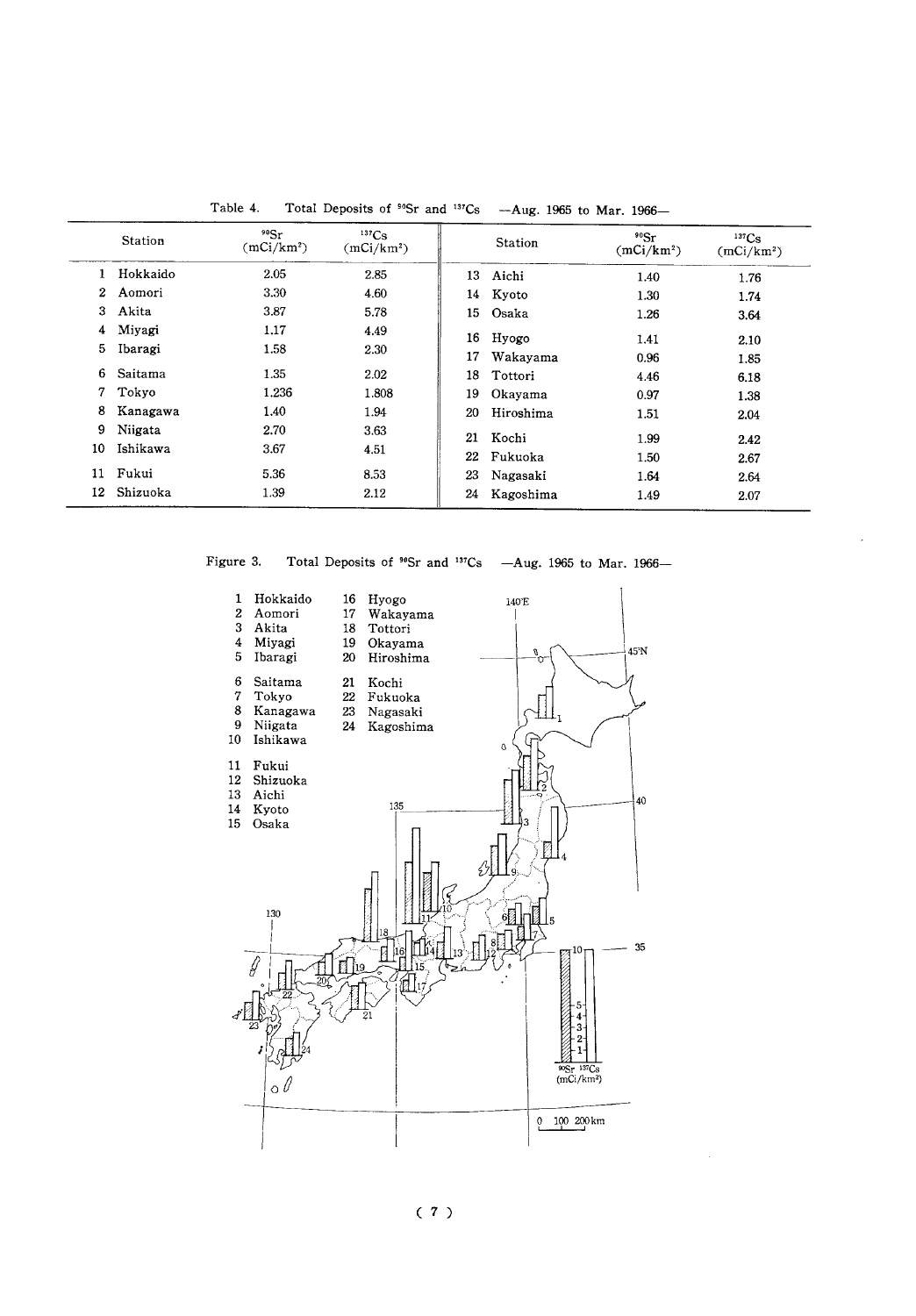Table 4. Total Deposits of $^{90}Sr$ and $^{137}Cs$ —Aug. 1965 to Mar. 1966—

| | Station | $^{90}Sr$ ($mCi/km^2$) | $^{137}Cs$ ($mCi/km^2$) | | Station | $^{90}Sr$ ($mCi/km^2$) | $^{137}Cs$ ($mCi/km^2$) |
|---|---|---|---|---|---|---|---|
| 1 | Hokkaido | 2.05 | 2.85 | 13 | Aichi | 1.40 | 1.76 |
| 2 | Aomori | 3.30 | 4.60 | 14 | Kyoto | 1.30 | 1.74 |
| 3 | Akita | 3.87 | 5.78 | 15 | Osaka | 1.26 | 3.64 |
| 4 | Miyagi | 1.17 | 4.49 | 16 | Hyogo | 1.41 | 2.10 |
| 5 | Ibaragi | 1.58 | 2.30 | 17 | Wakayama | 0.96 | 1.85 |
| 6 | Saitama | 1.35 | 2.02 | 18 | Tottori | 4.46 | 6.18 |
| 7 | Tokyo | 1.236 | 1.808 | 19 | Okayama | 0.97 | 1.38 |
| 8 | Kanagawa | 1.40 | 1.94 | 20 | Hiroshima | 1.51 | 2.04 |
| 9 | Niigata | 2.70 | 3.63 | 21 | Kochi | 1.99 | 2.42 |
| 10 | Ishikawa | 3.67 | 4.51 | 22 | Fukuoka | 1.50 | 2.67 |
| 11 | Fukui | 5.36 | 8.53 | 23 | Nagasaki | 1.64 | 2.64 |
| 12 | Shizuoka | 1.39 | 2.12 | 24 | Kagoshima | 1.49 | 2.07 |

Figure 3. Total Deposits of $^{90}Sr$ and $^{137}Cs$ —Aug. 1965 to Mar. 1966—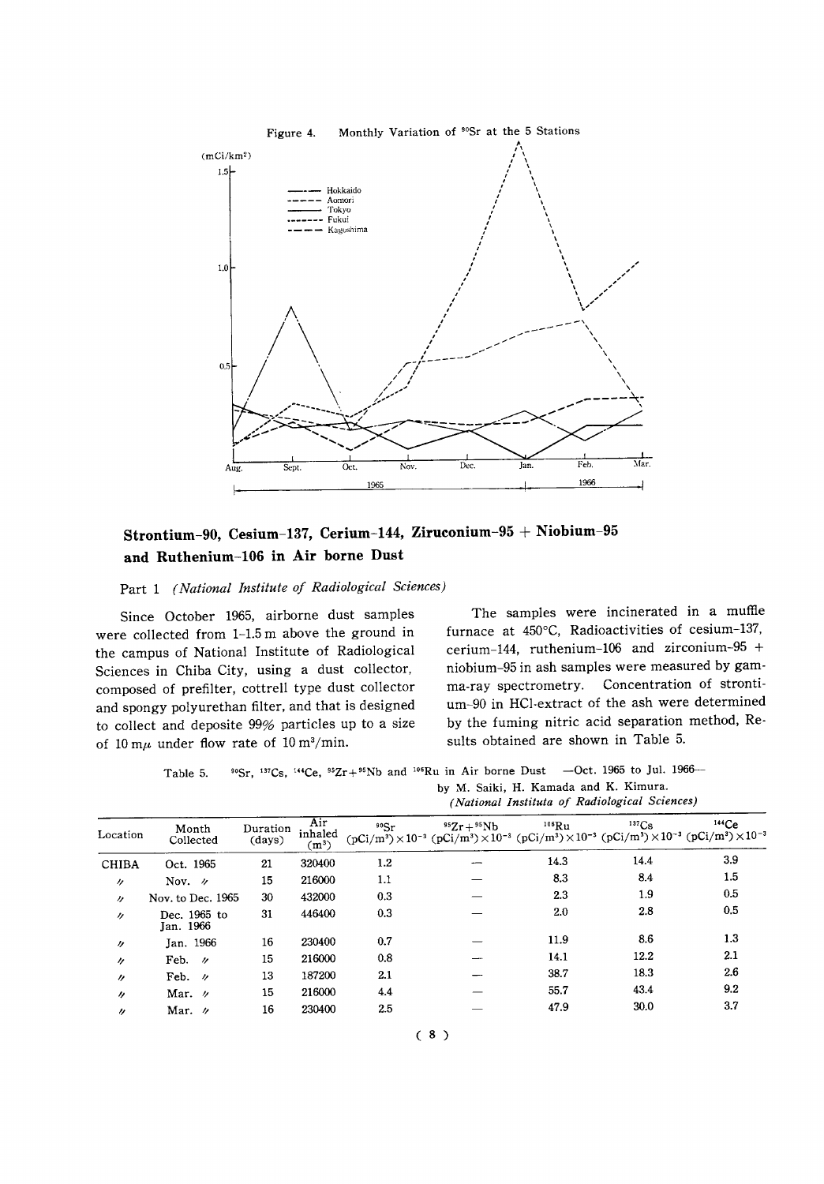Figure 4. Monthly Variation of $^{90}Sr$ at the 5 Stations

## Strontium-90, Cesium-137, Cerium-144, Ziruconium-95 + Niobium-95 and Ruthenium-106 in Air borne Dust

Part 1 *(National Institute of Radiological Sciences)*

Since October 1965, airborne dust samples were collected from 1-1.5 m above the ground in the campus of National Institute of Radiological Sciences in Chiba City, using a dust collector, composed of prefilter, cottrell type dust collector and spongy polyurethan filter, and that is designed to collect and deposite 99% particles up to a size of 10 mμ under flow rate of 10 $m^3$/min.

The samples were incinerated in a muffle furnace at 450°C, Radioactivities of cesium-137, cerium-144, ruthenium-106 and zirconium-95 + niobium-95 in ash samples were measured by gamma-ray spectrometry. Concentration of strontium-90 in HCl-extract of the ash were determined by the fuming nitric acid separation method, Results obtained are shown in Table 5.

Table 5. $^{90}Sr$, $^{137}Cs$, $^{144}Ce$, $^{95}Zr+^{95}Nb$ and $^{106}Ru$ in Air borne Dust —Oct. 1965 to Jul. 1966—
by M. Saiki, H. Kamada and K. Kimura.
*(National Instituta of Radiological Sciences)*

| Location | Month Collected | Duration (days) | Air inhaled ($m^3$) | $^{90}Sr$ (pCi/$m^3$)$\times 10^{-3}$ | $^{95}Zr+^{95}Nb$ (pCi/$m^3$)$\times 10^{-3}$ | $^{106}Ru$ (pCi/$m^3$)$\times 10^{-3}$ | $^{137}Cs$ (pCi/$m^3$)$\times 10^{-3}$ | $^{144}Ce$ (pCi/$m^3$)$\times 10^{-3}$ |
|---|---|---|---|---|---|---|---|---|
| CHIBA | Oct. 1965 | 21 | 320400 | 1.2 | — | 14.3 | 14.4 | 3.9 |
| 〃 | Nov. 〃 | 15 | 216000 | 1.1 | — | 8.3 | 8.4 | 1.5 |
| 〃 | Nov. to Dec. 1965 | 30 | 432000 | 0.3 | — | 2.3 | 1.9 | 0.5 |
| 〃 | Dec. 1965 to Jan. 1966 | 31 | 446400 | 0.3 | — | 2.0 | 2.8 | 0.5 |
| 〃 | Jan. 1966 | 16 | 230400 | 0.7 | — | 11.9 | 8.6 | 1.3 |
| 〃 | Feb. 〃 | 15 | 216000 | 0.8 | — | 14.1 | 12.2 | 2.1 |
| 〃 | Feb. 〃 | 13 | 187200 | 2.1 | — | 38.7 | 18.3 | 2.6 |
| 〃 | Mar. 〃 | 15 | 216000 | 4.4 | — | 55.7 | 43.4 | 9.2 |
| 〃 | Mar. 〃 | 16 | 230400 | 2.5 | — | 47.9 | 30.0 | 3.7 |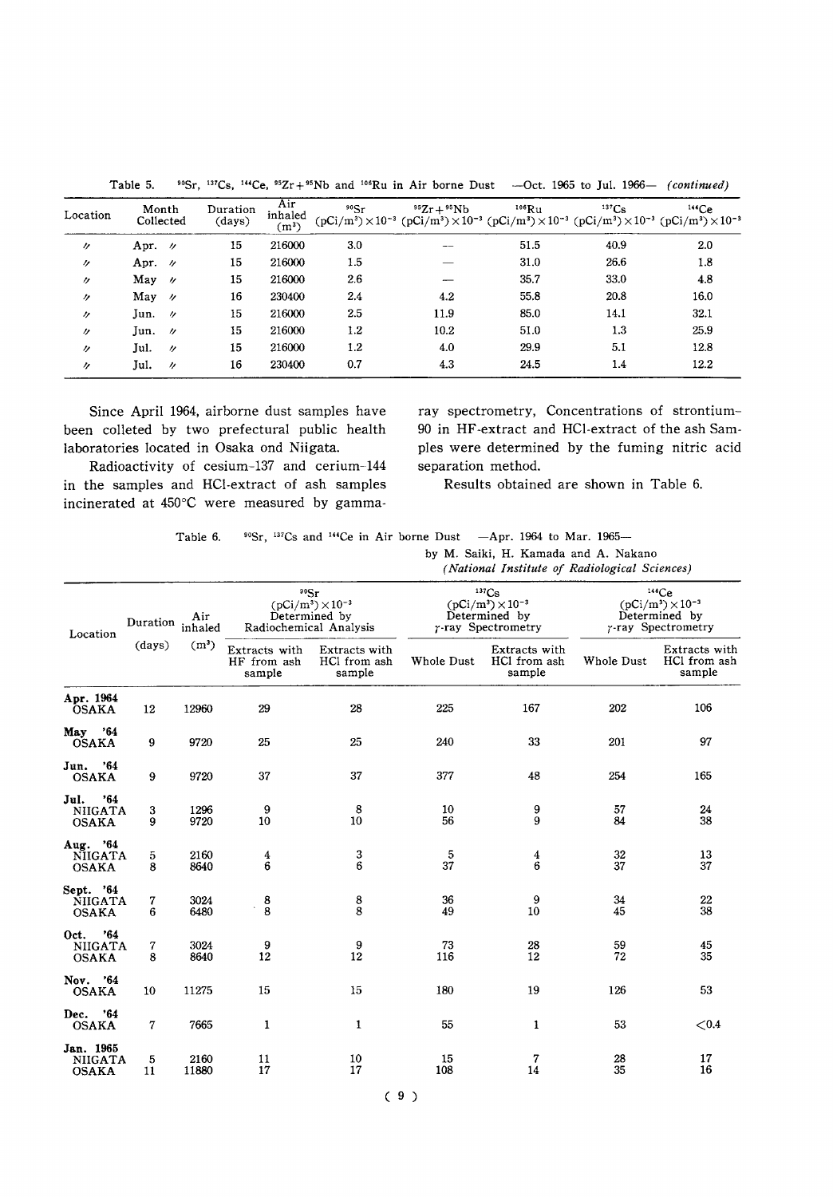Table 5. $^{90}Sr$, $^{137}Cs$, $^{144}Ce$, $^{95}Zr+^{95}Nb$ and $^{106}Ru$ in Air borne Dust —Oct. 1965 to Jul. 1966— *(continued)*

| Location | Month Collected | Duration (days) | Air inhaled ($m^3$) | $^{90}Sr$ ($pCi/m^3$)$\times10^{-3}$ | $^{95}Zr+^{95}Nb$ ($pCi/m^3$)$\times10^{-3}$ | $^{106}Ru$ ($pCi/m^3$)$\times10^{-3}$ | $^{137}Cs$ ($pCi/m^3$)$\times10^{-3}$ | $^{144}Ce$ ($pCi/m^3$)$\times10^{-3}$ |
|---|---|---|---|---|---|---|---|---|
| 〃 | Apr. 〃 | 15 | 216000 | 3.0 | — | 51.5 | 40.9 | 2.0 |
| 〃 | Apr. 〃 | 15 | 216000 | 1.5 | — | 31.0 | 26.6 | 1.8 |
| 〃 | May 〃 | 15 | 216000 | 2.6 | — | 35.7 | 33.0 | 4.8 |
| 〃 | May 〃 | 16 | 230400 | 2.4 | 4.2 | 55.8 | 20.8 | 16.0 |
| 〃 | Jun. 〃 | 15 | 216000 | 2.5 | 11.9 | 85.0 | 14.1 | 32.1 |
| 〃 | Jun. 〃 | 15 | 216000 | 1.2 | 10.2 | 51.0 | 1.3 | 25.9 |
| 〃 | Jul. 〃 | 15 | 216000 | 1.2 | 4.0 | 29.9 | 5.1 | 12.8 |
| 〃 | Jul. 〃 | 16 | 230400 | 0.7 | 4.3 | 24.5 | 1.4 | 12.2 |

Since April 1964, airborne dust samples have been colleted by two prefectural public health laboratories located in Osaka ond Niigata.

Radioactivity of cesium-137 and cerium-144 in the samples and HCl-extract of ash samples incinerated at 450°C were measured by gamma-ray spectrometry, Concentrations of strontium-90 in HF-extract and HCl-extract of the ash Samples were determined by the fuming nitric acid separation method.

Results obtained are shown in Table 6.

Table 6. $^{90}Sr$, $^{137}Cs$ and $^{144}Ce$ in Air borne Dust —Apr. 1964 to Mar. 1965—

by M. Saiki, H. Kamada and A. Nakano

*(National Institute of Radiological Sciences)*

| Location | Duration (days) | Air inhaled ($m^3$) | $^{90}Sr$ ($pCi/m^3$)$\times10^{-3}$ Determined by Radiochemical Analysis | | $^{137}Cs$ ($pCi/m^3$)$\times10^{-3}$ Determined by $\gamma$-ray Spectrometry | | $^{144}Ce$ ($pCi/m^3$)$\times10^{-3}$ Determined by $\gamma$-ray Spectrometry | |
|---|---|---|---|---|---|---|---|---|
| | | | Extracts with HF from ash sample | Extracts with HCl from ash sample | Whole Dust | Extracts with HCl from ash sample | Whole Dust | Extracts with HCl from ash sample |
| **Apr. 1964** | | | | | | | | |
| OSAKA | 12 | 12960 | 29 | 28 | 225 | 167 | 202 | 106 |
| **May '64** | | | | | | | | |
| OSAKA | 9 | 9720 | 25 | 25 | 240 | 33 | 201 | 97 |
| **Jun. '64** | | | | | | | | |
| OSAKA | 9 | 9720 | 37 | 37 | 377 | 48 | 254 | 165 |
| **Jul. '64** | | | | | | | | |
| NIIGATA | 3 | 1296 | 9 | 8 | 10 | 9 | 57 | 24 |
| OSAKA | 9 | 9720 | 10 | 10 | 56 | 9 | 84 | 38 |
| **Aug. '64** | | | | | | | | |
| NIIGATA | 5 | 2160 | 4 | 3 | 5 | 4 | 32 | 13 |
| OSAKA | 8 | 8640 | 6 | 6 | 37 | 6 | 37 | 37 |
| **Sept. '64** | | | | | | | | |
| NIIGATA | 7 | 3024 | 8 | 8 | 36 | 9 | 34 | 22 |
| OSAKA | 6 | 6480 | 8 | 8 | 49 | 10 | 45 | 38 |
| **Oct. '64** | | | | | | | | |
| NIIGATA | 7 | 3024 | 9 | 9 | 73 | 28 | 59 | 45 |
| OSAKA | 8 | 8640 | 12 | 12 | 116 | 12 | 72 | 35 |
| **Nov. '64** | | | | | | | | |
| OSAKA | 10 | 11275 | 15 | 15 | 180 | 19 | 126 | 53 |
| **Dec. '64** | | | | | | | | |
| OSAKA | 7 | 7665 | 1 | 1 | 55 | 1 | 53 | <0.4 |
| **Jan. 1965** | | | | | | | | |
| NIIGATA | 5 | 2160 | 11 | 10 | 15 | 7 | 28 | 17 |
| OSAKA | 11 | 11880 | 17 | 17 | 108 | 14 | 35 | 16 |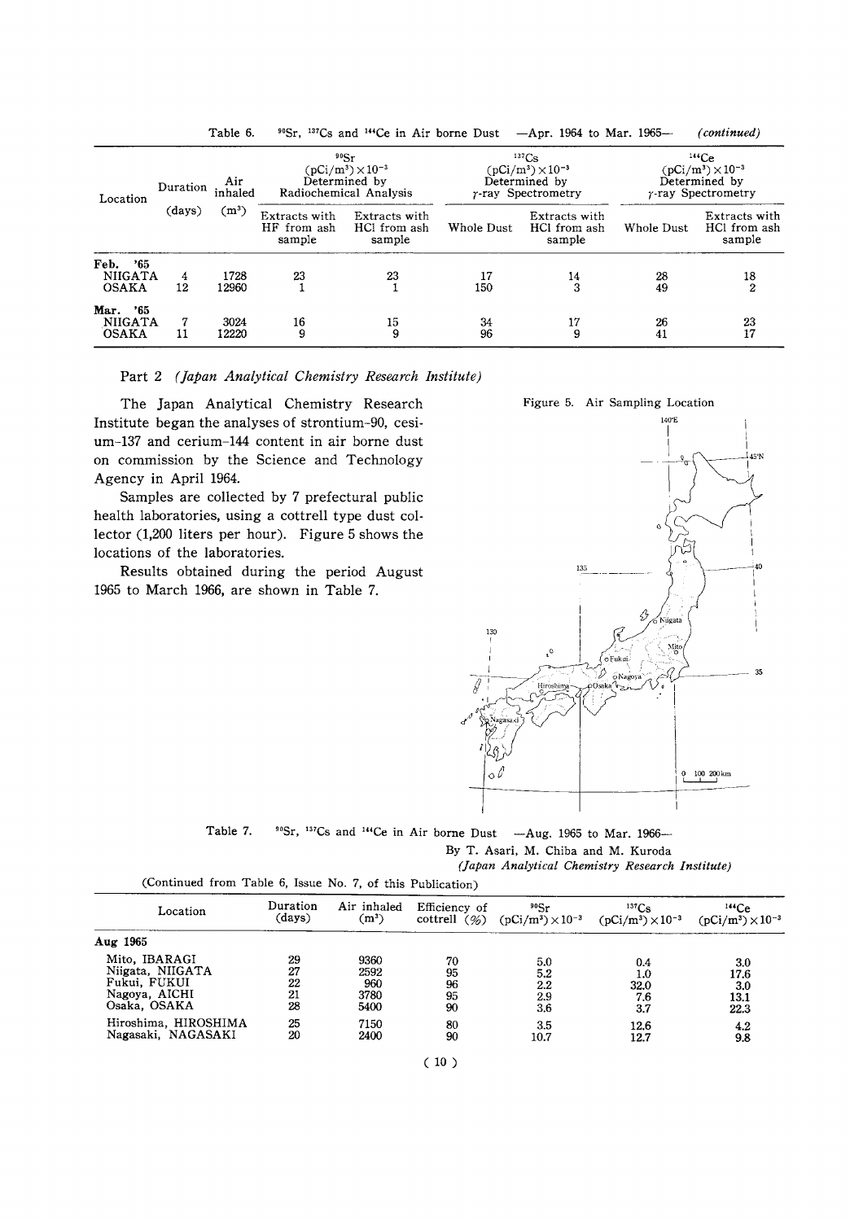Table 6. $^{90}Sr$, $^{137}Cs$ and $^{144}Ce$ in Air borne Dust —Apr. 1964 to Mar. 1965— *(continued)*

| Location | Duration (days) | Air inhaled ($m^3$) | $^{90}Sr$ ($pCi/m^3$) $\times 10^{-3}$ Determined by Radiochemical Analysis | | $^{137}Cs$ ($pCi/m^3$) $\times 10^{-3}$ Determined by $\gamma$-ray Spectrometry | | $^{144}Ce$ ($pCi/m^3$) $\times 10^{-3}$ Determined by $\gamma$-ray Spectrometry | |
|---|---|---|---|---|---|---|---|---|
| | | | Extracts with HF from ash sample | Extracts with HCl from ash sample | Whole Dust | Extracts with HCl from ash sample | Whole Dust | Extracts with HCl from ash sample |
| **Feb. '65** | | | | | | | | |
| NIIGATA | 4 | 1728 | 23 | 23 | 17 | 14 | 28 | 18 |
| OSAKA | 12 | 12960 | 1 | 1 | 150 | 3 | 49 | 2 |
| **Mar. '65** | | | | | | | | |
| NIIGATA | 7 | 3024 | 16 | 15 | 34 | 17 | 26 | 23 |
| OSAKA | 11 | 12220 | 9 | 9 | 96 | 9 | 41 | 17 |

## Part 2 *(Japan Analytical Chemistry Research Institute)*

The Japan Analytical Chemistry Research Institute began the analyses of strontium-90, cesium-137 and cerium-144 content in air borne dust on commission by the Science and Technology Agency in April 1964.

Samples are collected by 7 prefectural public health laboratories, using a cottrell type dust collector (1,200 liters per hour). Figure 5 shows the locations of the laboratories.

Results obtained during the period August 1965 to March 1966, are shown in Table 7.

Figure 5. Air Sampling Location

Table 7. $^{90}Sr$, $^{137}Cs$ and $^{144}Ce$ in Air borne Dust —Aug. 1965 to Mar. 1966—

By T. Asari, M. Chiba and M. Kuroda

*(Japan Analytical Chemistry Research Institute)*

(Continued from Table 6, Issue No. 7, of this Publication)

| Location | Duration (days) | Air inhaled ($m^3$) | Efficiency of cottrell (%) | $^{90}Sr$ ($pCi/m^3$) $\times 10^{-3}$ | $^{137}Cs$ ($pCi/m^3$) $\times 10^{-3}$ | $^{144}Ce$ ($pCi/m^3$) $\times 10^{-3}$ |
|---|---|---|---|---|---|---|
| **Aug 1965** | | | | | | |
| Mito, IBARAGI | 29 | 9360 | 70 | 5.0 | 0.4 | 3.0 |
| Niigata, NIIGATA | 27 | 2592 | 95 | 5.2 | 1.0 | 17.6 |
| Fukui, FUKUI | 22 | 960 | 96 | 2.2 | 32.0 | 3.0 |
| Nagoya, AICHI | 21 | 3780 | 95 | 2.9 | 7.6 | 13.1 |
| Osaka, OSAKA | 28 | 5400 | 90 | 3.6 | 3.7 | 22.3 |
| Hiroshima, HIROSHIMA | 25 | 7150 | 80 | 3.5 | 12.6 | 4.2 |
| Nagasaki, NAGASAKI | 20 | 2400 | 90 | 10.7 | 12.7 | 9.8 |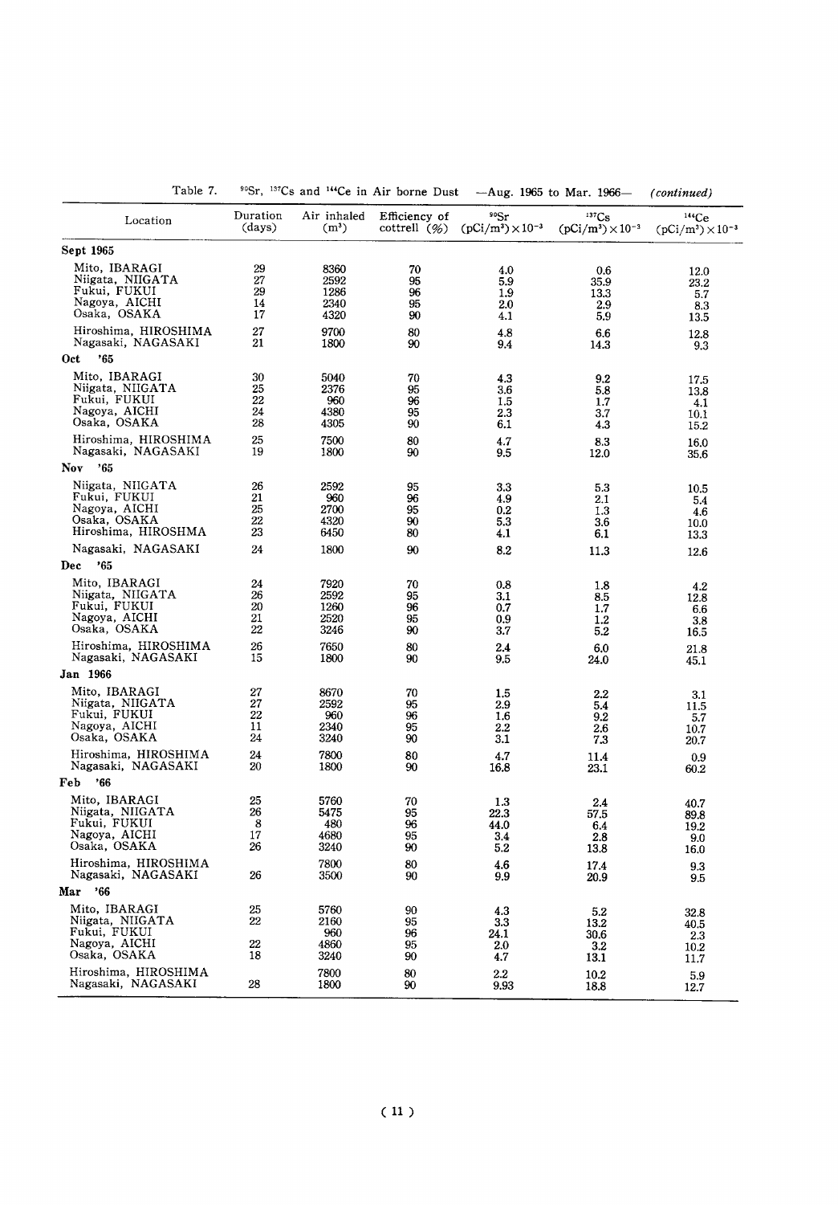Table 7. $^{90}Sr$, $^{137}Cs$ and $^{144}Ce$ in Air borne Dust —Aug. 1965 to Mar. 1966— *(continued)*

| Location | Duration (days) | Air inhaled ($m^3$) | Efficiency of cottrell (%) | $^{90}Sr$ $(pCi/m^3) \times 10^{-3}$ | $^{137}Cs$ $(pCi/m^3) \times 10^{-3}$ | $^{144}Ce$ $(pCi/m^3) \times 10^{-3}$ |
|---|---|---|---|---|---|---|
| **Sept 1965** | | | | | | |
| Mito, IBARAGI | 29 | 8360 | 70 | 4.0 | 0.6 | 12.0 |
| Niigata, NIIGATA | 27 | 2592 | 95 | 5.9 | 35.9 | 23.2 |
| Fukui, FUKUI | 29 | 1286 | 96 | 1.9 | 13.3 | 5.7 |
| Nagoya, AICHI | 14 | 2340 | 95 | 2.0 | 2.9 | 8.3 |
| Osaka, OSAKA | 17 | 4320 | 90 | 4.1 | 5.9 | 13.5 |
| Hiroshima, HIROSHIMA | 27 | 9700 | 80 | 4.8 | 6.6 | 12.8 |
| Nagasaki, NAGASAKI | 21 | 1800 | 90 | 9.4 | 14.3 | 9.3 |
| **Oct '65** | | | | | | |
| Mito, IBARAGI | 30 | 5040 | 70 | 4.3 | 9.2 | 17.5 |
| Niigata, NIIGATA | 25 | 2376 | 95 | 3.6 | 5.8 | 13.8 |
| Fukui, FUKUI | 22 | 960 | 96 | 1.5 | 1.7 | 4.1 |
| Nagoya, AICHI | 24 | 4380 | 95 | 2.3 | 3.7 | 10.1 |
| Osaka, OSAKA | 28 | 4305 | 90 | 6.1 | 4.3 | 15.2 |
| Hiroshima, HIROSHIMA | 25 | 7500 | 80 | 4.7 | 8.3 | 16.0 |
| Nagasaki, NAGASAKI | 19 | 1800 | 90 | 9.5 | 12.0 | 35.6 |
| **Nov '65** | | | | | | |
| Niigata, NIIGATA | 26 | 2592 | 95 | 3.3 | 5.3 | 10.5 |
| Fukui, FUKUI | 21 | 960 | 96 | 4.9 | 2.1 | 5.4 |
| Nagoya, AICHI | 25 | 2700 | 95 | 0.2 | 1.3 | 4.6 |
| Osaka, OSAKA | 22 | 4320 | 90 | 5.3 | 3.6 | 10.0 |
| Hiroshima, HIROSHMA | 23 | 6450 | 80 | 4.1 | 6.1 | 13.3 |
| Nagasaki, NAGASAKI | 24 | 1800 | 90 | 8.2 | 11.3 | 12.6 |
| **Dec '65** | | | | | | |
| Mito, IBARAGI | 24 | 7920 | 70 | 0.8 | 1.8 | 4.2 |
| Niigata, NIIGATA | 26 | 2592 | 95 | 3.1 | 8.5 | 12.8 |
| Fukui, FUKUI | 20 | 1260 | 96 | 0.7 | 1.7 | 6.6 |
| Nagoya, AICHI | 21 | 2520 | 95 | 0.9 | 1.2 | 3.8 |
| Osaka, OSAKA | 22 | 3246 | 90 | 3.7 | 5.2 | 16.5 |
| Hiroshima, HIROSHIMA | 26 | 7650 | 80 | 2.4 | 6.0 | 21.8 |
| Nagasaki, NAGASAKI | 15 | 1800 | 90 | 9.5 | 24.0 | 45.1 |
| **Jan 1966** | | | | | | |
| Mito, IBARAGI | 27 | 8670 | 70 | 1.5 | 2.2 | 3.1 |
| Niigata, NIIGATA | 27 | 2592 | 95 | 2.9 | 5.4 | 11.5 |
| Fukui, FUKUI | 22 | 960 | 96 | 1.6 | 9.2 | 5.7 |
| Nagoya, AICHI | 11 | 2340 | 95 | 2.2 | 2.6 | 10.7 |
| Osaka, OSAKA | 24 | 3240 | 90 | 3.1 | 7.3 | 20.7 |
| Hiroshima, HIROSHIMA | 24 | 7800 | 80 | 4.7 | 11.4 | 0.9 |
| Nagasaki, NAGASAKI | 20 | 1800 | 90 | 16.8 | 23.1 | 60.2 |
| **Feb '66** | | | | | | |
| Mito, IBARAGI | 25 | 5760 | 70 | 1.3 | 2.4 | 40.7 |
| Niigata, NIIGATA | 26 | 5475 | 95 | 22.3 | 57.5 | 89.8 |
| Fukui, FUKUI | 8 | 480 | 96 | 44.0 | 6.4 | 19.2 |
| Nagoya, AICHI | 17 | 4680 | 95 | 3.4 | 2.8 | 9.0 |
| Osaka, OSAKA | 26 | 3240 | 90 | 5.2 | 13.8 | 16.0 |
| Hiroshima, HIROSHIMA | | 7800 | 80 | 4.6 | 17.4 | 9.3 |
| Nagasaki, NAGASAKI | 26 | 3500 | 90 | 9.9 | 20.9 | 9.5 |
| **Mar '66** | | | | | | |
| Mito, IBARAGI | 25 | 5760 | 90 | 4.3 | 5.2 | 32.8 |
| Niigata, NIIGATA | 22 | 2160 | 95 | 3.3 | 13.2 | 40.5 |
| Fukui, FUKUI | | 960 | 96 | 24.1 | 30.6 | 2.3 |
| Nagoya, AICHI | 22 | 4860 | 95 | 2.0 | 3.2 | 10.2 |
| Osaka, OSAKA | 18 | 3240 | 90 | 4.7 | 13.1 | 11.7 |
| Hiroshima, HIROSHIMA | | 7800 | 80 | 2.2 | 10.2 | 5.9 |
| Nagasaki, NAGASAKI | 28 | 1800 | 90 | 9.93 | 18.8 | 12.7 |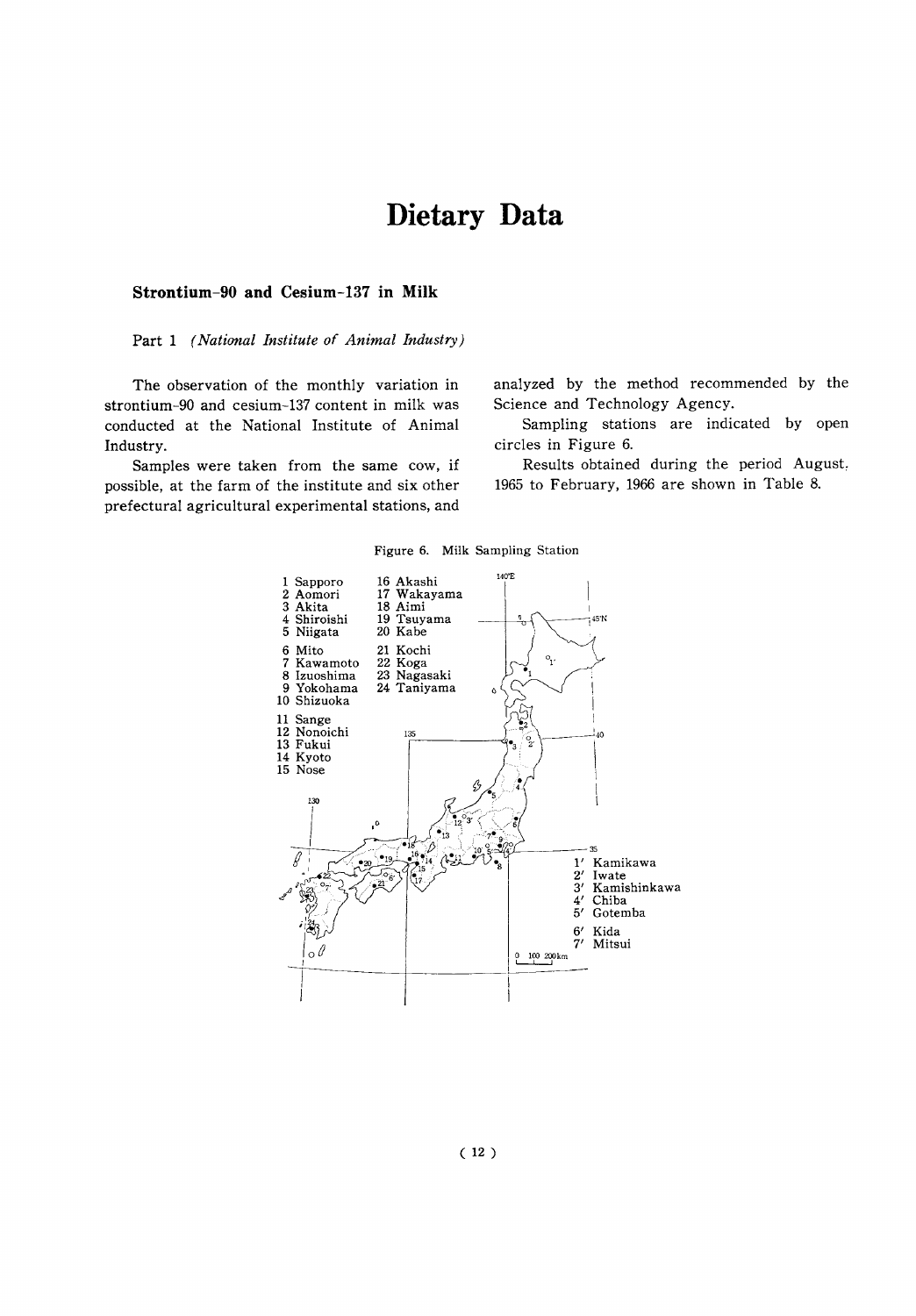# Dietary Data

### Strontium-90 and Cesium-137 in Milk

Part 1 *(National Institute of Animal Industry)*

The observation of the monthly variation in strontium-90 and cesium-137 content in milk was conducted at the National Institute of Animal Industry.

Samples were taken from the same cow, if possible, at the farm of the institute and six other prefectural agricultural experimental stations, and analyzed by the method recommended by the Science and Technology Agency.

Sampling stations are indicated by open circles in Figure 6.

Results obtained during the period August, 1965 to February, 1966 are shown in Table 8.

Figure 6. Milk Sampling Station

1 Sapporo
2 Aomori
3 Akita
4 Shiroishi
5 Niigata
6 Mito
7 Kawamoto
8 Izuoshima
9 Yokohama
10 Shizuoka
11 Sange
12 Nonoichi
13 Fukui
14 Kyoto
15 Nose
16 Akashi
17 Wakayama
18 Aimi
19 Tsuyama
20 Kabe
21 Kochi
22 Koga
23 Nagasaki
24 Taniyama

1′ Kamikawa
2′ Iwate
3′ Kamishinkawa
4′ Chiba
5′ Gotemba
6′ Kida
7′ Mitsui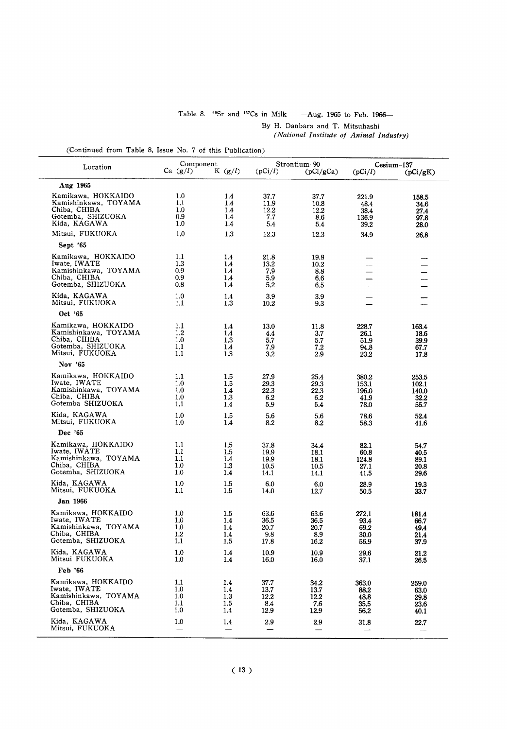Table 8. $^{90}Sr$ and $^{137}Cs$ in Milk —Aug. 1965 to Feb. 1966—

By H. Danbara and T. Mitsuhashi
*(National Institute of Animal Industry)*

(Continued from Table 8, Issue No. 7 of this Publication)

| Location | Component | | Strontium-90 | | Cesium-137 | |
|---|---|---|---|---|---|---|
| | Ca (g/l) | K (g/l) | (pCi/l) | (pCi/gCa) | (pCi/l) | (pCi/gK) |
| **Aug 1965** | | | | | | |
| Kamikawa, HOKKAIDO | 1.0 | 1.4 | 37.7 | 37.7 | 221.9 | 158.5 |
| Kamishinkawa, TOYAMA | 1.1 | 1.4 | 11.9 | 10.8 | 48.4 | 34.6 |
| Chiba, CHIBA | 1.0 | 1.4 | 12.2 | 12.2 | 38.4 | 27.4 |
| Gotemba, SHIZUOKA | 0.9 | 1.4 | 7.7 | 8.6 | 136.9 | 97.8 |
| Kida, KAGAWA | 1.0 | 1.4 | 5.4 | 5.4 | 39.2 | 28.0 |
| Mitsui, FUKUOKA | 1.0 | 1.3 | 12.3 | 12.3 | 34.9 | 26.8 |
| **Sept '65** | | | | | | |
| Kamikawa, HOKKAIDO | 1.1 | 1.4 | 21.8 | 19.8 | — | — |
| Iwate, IWATE | 1.3 | 1.4 | 13.2 | 10.2 | — | — |
| Kamishinkawa, TOYAMA | 0.9 | 1.4 | 7.9 | 8.8 | — | — |
| Chiba, CHIBA | 0.9 | 1.4 | 5.9 | 6.6 | — | — |
| Gotemba, SHIZUOKA | 0.8 | 1.4 | 5.2 | 6.5 | — | — |
| Kida, KAGAWA | 1.0 | 1.4 | 3.9 | 3.9 | — | — |
| Mitsui, FUKUOKA | 1.1 | 1.3 | 10.2 | 9.3 | — | — |
| **Oct '65** | | | | | | |
| Kamikawa, HOKKAIDO | 1.1 | 1.4 | 13.0 | 11.8 | 228.7 | 163.4 |
| Kamishinkawa, TOYAMA | 1.2 | 1.4 | 4.4 | 3.7 | 26.1 | 18.6 |
| Chiba, CHIBA | 1.0 | 1.3 | 5.7 | 5.7 | 51.9 | 39.9 |
| Gotemba, SHIZUOKA | 1.1 | 1.4 | 7.9 | 7.2 | 94.8 | 67.7 |
| Mitsui, FUKUOKA | 1.1 | 1.3 | 3.2 | 2.9 | 23.2 | 17.8 |
| **Nov '65** | | | | | | |
| Kamikawa, HOKKAIDO | 1.1 | 1.5 | 27.9 | 25.4 | 380.2 | 253.5 |
| Iwate, IWATE | 1.0 | 1.5 | 29.3 | 29.3 | 153.1 | 102.1 |
| Kamishinkawa, TOYAMA | 1.0 | 1.4 | 22.3 | 22.3 | 196.0 | 140.0 |
| Chiba, CHIBA | 1.0 | 1.3 | 6.2 | 6.2 | 41.9 | 32.2 |
| Gotemba SHIZUOKA | 1.1 | 1.4 | 5.9 | 5.4 | 78.0 | 55.7 |
| Kida, KAGAWA | 1.0 | 1.5 | 5.6 | 5.6 | 78.6 | 52.4 |
| Mitsui, FUKUOKA | 1.0 | 1.4 | 8.2 | 8.2 | 58.3 | 41.6 |
| **Dec '65** | | | | | | |
| Kamikawa, HOKKAIDO | 1.1 | 1.5 | 37.8 | 34.4 | 82.1 | 54.7 |
| Iwate, IWATE | 1.1 | 1.5 | 19.9 | 18.1 | 60.8 | 40.5 |
| Kamishinkawa, TOYAMA | 1.1 | 1.4 | 19.9 | 18.1 | 124.8 | 89.1 |
| Chiba, CHIBA | 1.0 | 1.3 | 10.5 | 10.5 | 27.1 | 20.8 |
| Gotemba, SHIZUOKA | 1.0 | 1.4 | 14.1 | 14.1 | 41.5 | 29.6 |
| Kida, KAGAWA | 1.0 | 1.5 | 6.0 | 6.0 | 28.9 | 19.3 |
| Mitsui, FUKUOKA | 1.1 | 1.5 | 14.0 | 12.7 | 50.5 | 33.7 |
| **Jan 1966** | | | | | | |
| Kamikawa, HOKKAIDO | 1.0 | 1.5 | 63.6 | 63.6 | 272.1 | 181.4 |
| Iwate, IWATE | 1.0 | 1.4 | 36.5 | 36.5 | 93.4 | 66.7 |
| Kamishinkawa, TOYAMA | 1.0 | 1.4 | 20.7 | 20.7 | 69.2 | 49.4 |
| Chiba, CHIBA | 1.2 | 1.4 | 9.8 | 8.9 | 30.0 | 21.4 |
| Gotemba, SHIZUOKA | 1.1 | 1.5 | 17.8 | 16.2 | 56.9 | 37.9 |
| Kida, KAGAWA | 1.0 | 1.4 | 10.9 | 10.9 | 29.6 | 21.2 |
| Mitsui FUKUOKA | 1.0 | 1.4 | 16.0 | 16.0 | 37.1 | 26.5 |
| **Feb '66** | | | | | | |
| Kamikawa, HOKKAIDO | 1.1 | 1.4 | 37.7 | 34.2 | 363.0 | 259.0 |
| Iwate, IWATE | 1.0 | 1.4 | 13.7 | 13.7 | 88.2 | 63.0 |
| Kamishinkawa, TOYAMA | 1.0 | 1.3 | 12.2 | 12.2 | 48.8 | 29.8 |
| Chiba, CHIBA | 1.1 | 1.5 | 8.4 | 7.6 | 35.5 | 23.6 |
| Gotemba, SHIZUOKA | 1.0 | 1.4 | 12.9 | 12.9 | 56.2 | 40.1 |
| Kida, KAGAWA | 1.0 | 1.4 | 2.9 | 2.9 | 31.8 | 22.7 |
| Mitsui, FUKUOKA | — | — | — | — | — | — |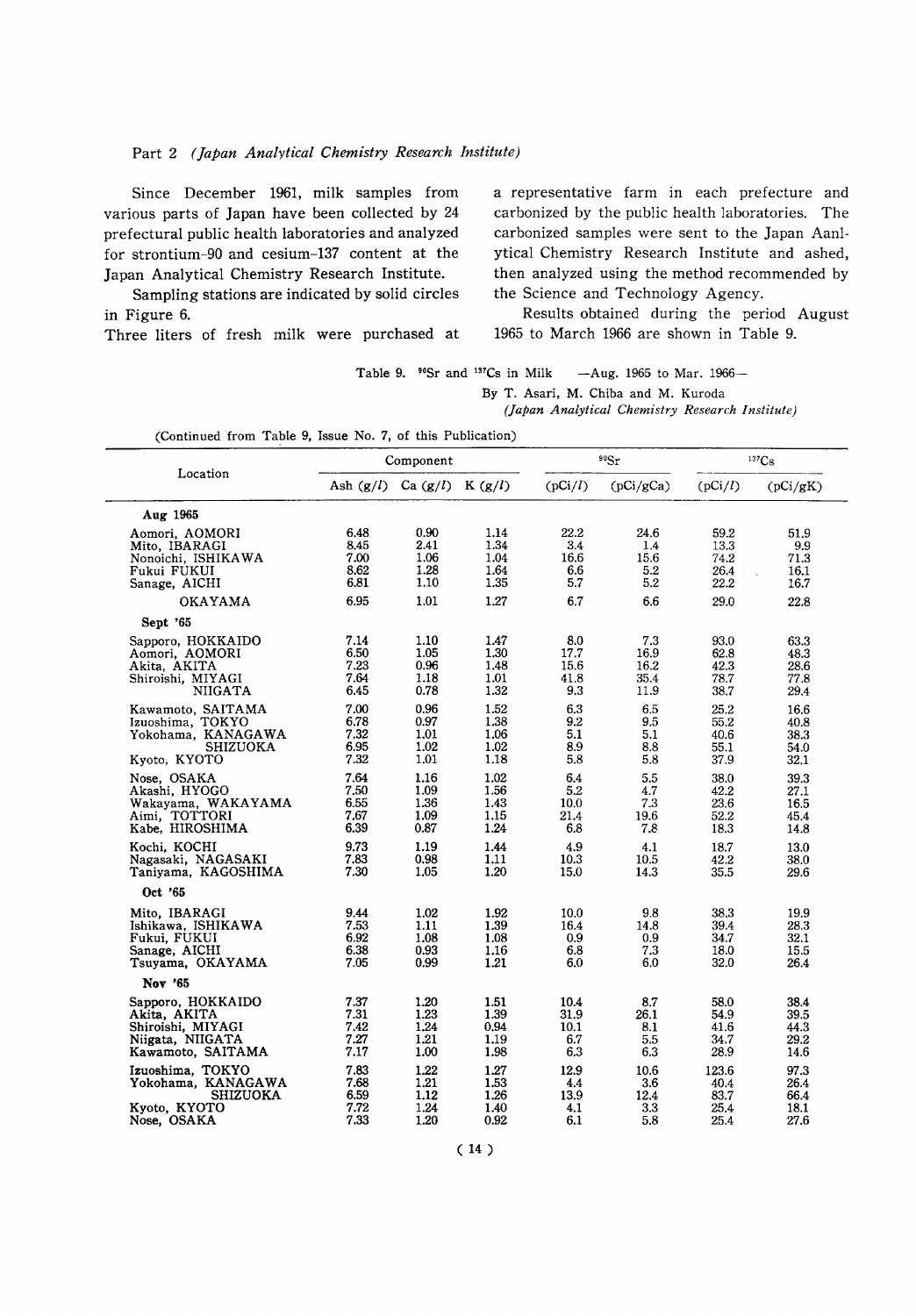Part 2 *(Japan Analytical Chemistry Research Institute)*

Since December 1961, milk samples from various parts of Japan have been collected by 24 prefectural public health laboratories and analyzed for strontium-90 and cesium-137 content at the Japan Analytical Chemistry Research Institute.

Sampling stations are indicated by solid circles in Figure 6.

Three liters of fresh milk were purchased at a representative farm in each prefecture and carbonized by the public health laboratories. The carbonized samples were sent to the Japan Aanlytical Chemistry Research Institute and ashed, then analyzed using the method recommended by the Science and Technology Agency.

Results obtained during the period August 1965 to March 1966 are shown in Table 9.

Table 9. $^{90}Sr$ and $^{137}Cs$ in Milk —Aug. 1965 to Mar. 1966—

By T. Asari, M. Chiba and M. Kuroda

*(Japan Analytical Chemistry Research Institute)*

(Continued from Table 9, Issue No. 7, of this Publication)

| Location | Component | | | $^{90}Sr$ | | $^{137}Cs$ | |
|---|---|---|---|---|---|---|---|
| | Ash (g/l) | Ca (g/l) | K (g/l) | (pCi/l) | (pCi/gCa) | (pCi/l) | (pCi/gK) |
| **Aug 1965** | | | | | | | |
| Aomori, AOMORI | 6.48 | 0.90 | 1.14 | 22.2 | 24.6 | 59.2 | 51.9 |
| Mito, IBARAGI | 8.45 | 2.41 | 1.34 | 3.4 | 1.4 | 13.3 | 9.9 |
| Nonoichi, ISHIKAWA | 7.00 | 1.06 | 1.04 | 16.6 | 15.6 | 74.2 | 71.3 |
| Fukui FUKUI | 8.62 | 1.28 | 1.64 | 6.6 | 5.2 | 26.4 | 16.1 |
| Sanage, AICHI | 6.81 | 1.10 | 1.35 | 5.7 | 5.2 | 22.2 | 16.7 |
| OKAYAMA | 6.95 | 1.01 | 1.27 | 6.7 | 6.6 | 29.0 | 22.8 |
| **Sept '65** | | | | | | | |
| Sapporo, HOKKAIDO | 7.14 | 1.10 | 1.47 | 8.0 | 7.3 | 93.0 | 63.3 |
| Aomori, AOMORI | 6.50 | 1.05 | 1.30 | 17.7 | 16.9 | 62.8 | 48.3 |
| Akita, AKITA | 7.23 | 0.96 | 1.48 | 15.6 | 16.2 | 42.3 | 28.6 |
| Shiroishi, MIYAGI | 7.64 | 1.18 | 1.01 | 41.8 | 35.4 | 78.7 | 77.8 |
| NIIGATA | 6.45 | 0.78 | 1.32 | 9.3 | 11.9 | 38.7 | 29.4 |
| Kawamoto, SAITAMA | 7.00 | 0.96 | 1.52 | 6.3 | 6.5 | 25.2 | 16.6 |
| Izuoshima, TOKYO | 6.78 | 0.97 | 1.38 | 9.2 | 9.5 | 55.2 | 40.8 |
| Yokohama, KANAGAWA | 7.32 | 1.01 | 1.06 | 5.1 | 5.1 | 40.6 | 38.3 |
| SHIZUOKA | 6.95 | 1.02 | 1.02 | 8.9 | 8.8 | 55.1 | 54.0 |
| Kyoto, KYOTO | 7.32 | 1.01 | 1.18 | 5.8 | 5.8 | 37.9 | 32.1 |
| Nose, OSAKA | 7.64 | 1.16 | 1.02 | 6.4 | 5.5 | 38.0 | 39.3 |
| Akashi, HYOGO | 7.50 | 1.09 | 1.56 | 5.2 | 4.7 | 42.2 | 27.1 |
| Wakayama, WAKAYAMA | 6.55 | 1.36 | 1.43 | 10.0 | 7.3 | 23.6 | 16.5 |
| Aimi, TOTTORI | 7.67 | 1.09 | 1.15 | 21.4 | 19.6 | 52.2 | 45.4 |
| Kabe, HIROSHIMA | 6.39 | 0.87 | 1.24 | 6.8 | 7.8 | 18.3 | 14.8 |
| Kochi, KOCHI | 9.73 | 1.19 | 1.44 | 4.9 | 4.1 | 18.7 | 13.0 |
| Nagasaki, NAGASAKI | 7.83 | 0.98 | 1.11 | 10.3 | 10.5 | 42.2 | 38.0 |
| Taniyama, KAGOSHIMA | 7.30 | 1.05 | 1.20 | 15.0 | 14.3 | 35.5 | 29.6 |
| **Oct '65** | | | | | | | |
| Mito, IBARAGI | 9.44 | 1.02 | 1.92 | 10.0 | 9.8 | 38.3 | 19.9 |
| Ishikawa, ISHIKAWA | 7.53 | 1.11 | 1.39 | 16.4 | 14.8 | 39.4 | 28.3 |
| Fukui, FUKUI | 6.92 | 1.08 | 1.08 | 0.9 | 0.9 | 34.7 | 32.1 |
| Sanage, AICHI | 6.38 | 0.93 | 1.16 | 6.8 | 7.3 | 18.0 | 15.5 |
| Tsuyama, OKAYAMA | 7.05 | 0.99 | 1.21 | 6.0 | 6.0 | 32.0 | 26.4 |
| **Nov '65** | | | | | | | |
| Sapporo, HOKKAIDO | 7.37 | 1.20 | 1.51 | 10.4 | 8.7 | 58.0 | 38.4 |
| Akita, AKITA | 7.31 | 1.23 | 1.39 | 31.9 | 26.1 | 54.9 | 39.5 |
| Shiroishi, MIYAGI | 7.42 | 1.24 | 0.94 | 10.1 | 8.1 | 41.6 | 44.3 |
| Niigata, NIIGATA | 7.27 | 1.21 | 1.19 | 6.7 | 5.5 | 34.7 | 29.2 |
| Kawamoto, SAITAMA | 7.17 | 1.00 | 1.98 | 6.3 | 6.3 | 28.9 | 14.6 |
| Izuoshima, TOKYO | 7.83 | 1.22 | 1.27 | 12.9 | 10.6 | 123.6 | 97.3 |
| Yokohama, KANAGAWA | 7.68 | 1.21 | 1.53 | 4.4 | 3.6 | 40.4 | 26.4 |
| SHIZUOKA | 6.59 | 1.12 | 1.26 | 13.9 | 12.4 | 83.7 | 66.4 |
| Kyoto, KYOTO | 7.72 | 1.24 | 1.40 | 4.1 | 3.3 | 25.4 | 18.1 |
| Nose, OSAKA | 7.33 | 1.20 | 0.92 | 6.1 | 5.8 | 25.4 | 27.6 |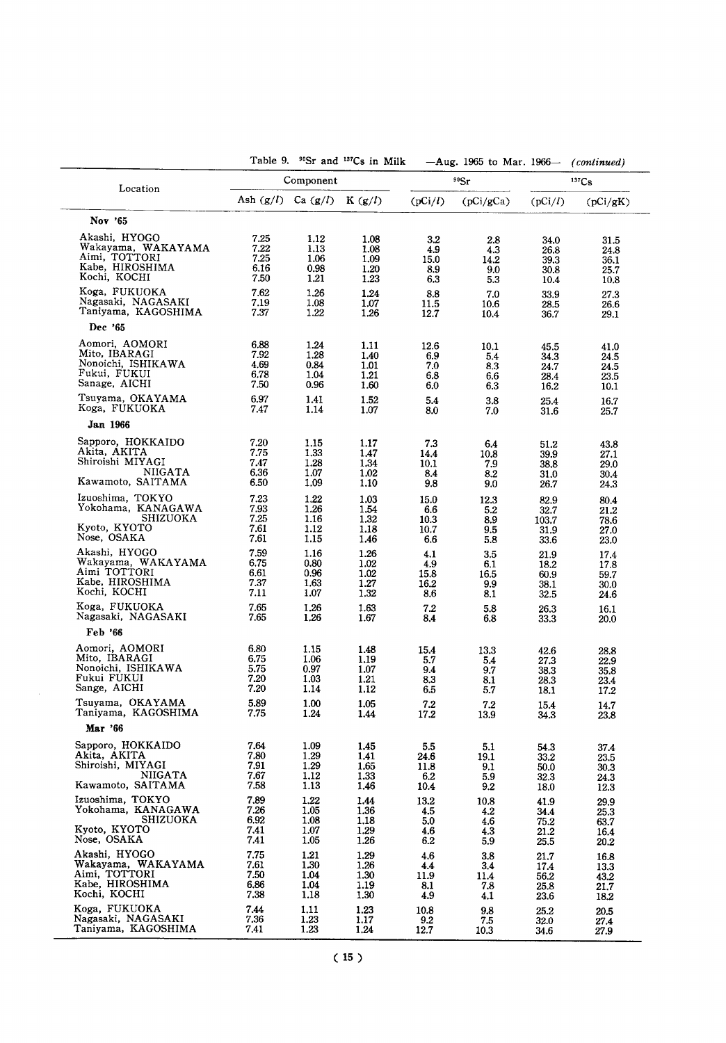Table 9. $^{90}Sr$ and $^{137}Cs$ in Milk —Aug. 1965 to Mar. 1966— *(continued)*

| Location | Component | | | $^{90}Sr$ | | $^{137}Cs$ | |
|---|---|---|---|---|---|---|---|
| | Ash (g/l) | Ca (g/l) | K (g/l) | (pCi/l) | (pCi/gCa) | (pCi/l) | (pCi/gK) |
| **Nov '65** | | | | | | | |
| Akashi, HYOGO | 7.25 | 1.12 | 1.08 | 3.2 | 2.8 | 34.0 | 31.5 |
| Wakayama, WAKAYAMA | 7.22 | 1.13 | 1.08 | 4.9 | 4.3 | 26.8 | 24.8 |
| Aimi, TOTTORI | 7.25 | 1.06 | 1.09 | 15.0 | 14.2 | 39.3 | 36.1 |
| Kabe, HIROSHIMA | 6.16 | 0.98 | 1.20 | 8.9 | 9.0 | 30.8 | 25.7 |
| Kochi, KOCHI | 7.50 | 1.21 | 1.23 | 6.3 | 5.3 | 10.4 | 10.8 |
| Koga, FUKUOKA | 7.62 | 1.26 | 1.24 | 8.8 | 7.0 | 33.9 | 27.3 |
| Nagasaki, NAGASAKI | 7.19 | 1.08 | 1.07 | 11.5 | 10.6 | 28.5 | 26.6 |
| Taniyama, KAGOSHIMA | 7.37 | 1.22 | 1.26 | 12.7 | 10.4 | 36.7 | 29.1 |
| **Dec '65** | | | | | | | |
| Aomori, AOMORI | 6.88 | 1.24 | 1.11 | 12.6 | 10.1 | 45.5 | 41.0 |
| Mito, IBARAGI | 7.92 | 1.28 | 1.40 | 6.9 | 5.4 | 34.3 | 24.5 |
| Nonoichi, ISHIKAWA | 4.69 | 0.84 | 1.01 | 7.0 | 8.3 | 24.7 | 24.5 |
| Fukui, FUKUI | 6.78 | 1.04 | 1.21 | 6.8 | 6.6 | 28.4 | 23.5 |
| Sanage, AICHI | 7.50 | 0.96 | 1.60 | 6.0 | 6.3 | 16.2 | 10.1 |
| Tsuyama, OKAYAMA | 6.97 | 1.41 | 1.52 | 5.4 | 3.8 | 25.4 | 16.7 |
| Koga, FUKUOKA | 7.47 | 1.14 | 1.07 | 8.0 | 7.0 | 31.6 | 25.7 |
| **Jan 1966** | | | | | | | |
| Sapporo, HOKKAIDO | 7.20 | 1.15 | 1.17 | 7.3 | 6.4 | 51.2 | 43.8 |
| Akita, AKITA | 7.75 | 1.33 | 1.47 | 14.4 | 10.8 | 39.9 | 27.1 |
| Shiroishi MIYAGI | 7.47 | 1.28 | 1.34 | 10.1 | 7.9 | 38.8 | 29.0 |
| NIIGATA | 6.36 | 1.07 | 1.02 | 8.4 | 8.2 | 31.0 | 30.4 |
| Kawamoto, SAITAMA | 6.50 | 1.09 | 1.10 | 9.8 | 9.0 | 26.7 | 24.3 |
| Izuoshima, TOKYO | 7.23 | 1.22 | 1.03 | 15.0 | 12.3 | 82.9 | 80.4 |
| Yokohama, KANAGAWA | 7.93 | 1.26 | 1.54 | 6.6 | 5.2 | 32.7 | 21.2 |
| SHIZUOKA | 7.25 | 1.16 | 1.32 | 10.3 | 8.9 | 103.7 | 78.6 |
| Kyoto, KYOTO | 7.61 | 1.12 | 1.18 | 10.7 | 9.5 | 31.9 | 27.0 |
| Nose, OSAKA | 7.61 | 1.15 | 1.46 | 6.6 | 5.8 | 33.6 | 23.0 |
| Akashi, HYOGO | 7.59 | 1.16 | 1.26 | 4.1 | 3.5 | 21.9 | 17.4 |
| Wakayama, WAKAYAMA | 6.75 | 0.80 | 1.02 | 4.9 | 6.1 | 18.2 | 17.8 |
| Aimi TOTTORI | 6.61 | 0.96 | 1.02 | 15.8 | 16.5 | 60.9 | 59.7 |
| Kabe, HIROSHIMA | 7.37 | 1.63 | 1.27 | 16.2 | 9.9 | 38.1 | 30.0 |
| Kochi, KOCHI | 7.11 | 1.07 | 1.32 | 8.6 | 8.1 | 32.5 | 24.6 |
| Koga, FUKUOKA | 7.65 | 1.26 | 1.63 | 7.2 | 5.8 | 26.3 | 16.1 |
| Nagasaki, NAGASAKI | 7.65 | 1.26 | 1.67 | 8.4 | 6.8 | 33.3 | 20.0 |
| **Feb '66** | | | | | | | |
| Aomori, AOMORI | 6.80 | 1.15 | 1.48 | 15.4 | 13.3 | 42.6 | 28.8 |
| Mito, IBARAGI | 6.75 | 1.06 | 1.19 | 5.7 | 5.4 | 27.3 | 22.9 |
| Nonoichi, ISHIKAWA | 5.75 | 0.97 | 1.07 | 9.4 | 9.7 | 38.3 | 35.8 |
| Fukui FUKUI | 7.20 | 1.03 | 1.21 | 8.3 | 8.1 | 28.3 | 23.4 |
| Sange, AICHI | 7.20 | 1.14 | 1.12 | 6.5 | 5.7 | 18.1 | 17.2 |
| Tsuyama, OKAYAMA | 5.89 | 1.00 | 1.05 | 7.2 | 7.2 | 15.4 | 14.7 |
| Taniyama, KAGOSHIMA | 7.75 | 1.24 | 1.44 | 17.2 | 13.9 | 34.3 | 23.8 |
| **Mar '66** | | | | | | | |
| Sapporo, HOKKAIDO | 7.64 | 1.09 | 1.45 | 5.5 | 5.1 | 54.3 | 37.4 |
| Akita, AKITA | 7.80 | 1.29 | 1.41 | 24.6 | 19.1 | 33.2 | 23.5 |
| Shiroishi, MIYAGI | 7.91 | 1.29 | 1.65 | 11.8 | 9.1 | 50.0 | 30.3 |
| NIIGATA | 7.67 | 1.12 | 1.33 | 6.2 | 5.9 | 32.3 | 24.3 |
| Kawamoto, SAITAMA | 7.58 | 1.13 | 1.46 | 10.4 | 9.2 | 18.0 | 12.3 |
| Izuoshima, TOKYO | 7.89 | 1.22 | 1.44 | 13.2 | 10.8 | 41.9 | 29.9 |
| Yokohama, KANAGAWA | 7.26 | 1.05 | 1.36 | 4.5 | 4.2 | 34.4 | 25.3 |
| SHIZUOKA | 6.92 | 1.08 | 1.18 | 5.0 | 4.6 | 75.2 | 63.7 |
| Kyoto, KYOTO | 7.41 | 1.07 | 1.29 | 4.6 | 4.3 | 21.2 | 16.4 |
| Nose, OSAKA | 7.41 | 1.05 | 1.26 | 6.2 | 5.9 | 25.5 | 20.2 |
| Akashi, HYOGO | 7.75 | 1.21 | 1.29 | 4.6 | 3.8 | 21.7 | 16.8 |
| Wakayama, WAKAYAMA | 7.61 | 1.30 | 1.26 | 4.4 | 3.4 | 17.4 | 13.3 |
| Aimi, TOTTORI | 7.50 | 1.04 | 1.30 | 11.9 | 11.4 | 56.2 | 43.2 |
| Kabe, HIROSHIMA | 6.86 | 1.04 | 1.19 | 8.1 | 7.8 | 25.8 | 21.7 |
| Kochi, KOCHI | 7.38 | 1.18 | 1.30 | 4.9 | 4.1 | 23.6 | 18.2 |
| Koga, FUKUOKA | 7.44 | 1.11 | 1.23 | 10.8 | 9.8 | 25.2 | 20.5 |
| Nagasaki, NAGASAKI | 7.36 | 1.23 | 1.17 | 9.2 | 7.5 | 32.0 | 27.4 |
| Taniyama, KAGOSHIMA | 7.41 | 1.23 | 1.24 | 12.7 | 10.3 | 34.6 | 27.9 |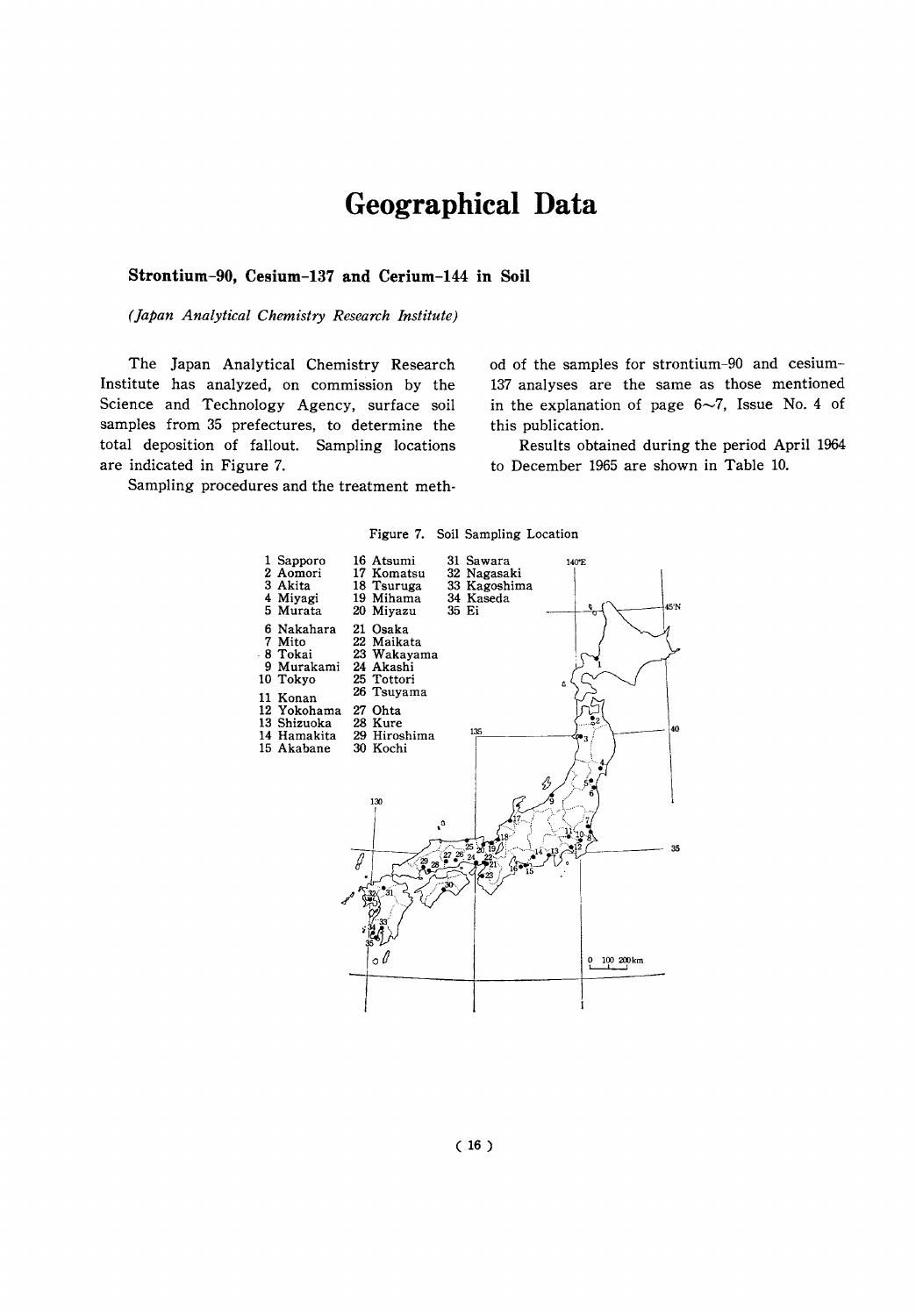# Geographical Data

### Strontium-90, Cesium-137 and Cerium-144 in Soil

*(Japan Analytical Chemistry Research Institute)*

The Japan Analytical Chemistry Research Institute has analyzed, on commission by the Science and Technology Agency, surface soil samples from 35 prefectures, to determine the total deposition of fallout. Sampling locations are indicated in Figure 7.

Sampling procedures and the treatment method of the samples for strontium-90 and cesium-137 analyses are the same as those mentioned in the explanation of page 6~7, Issue No. 4 of this publication.

Results obtained during the period April 1964 to December 1965 are shown in Table 10.

Figure 7. Soil Sampling Location

1 Sapporo
2 Aomori
3 Akita
4 Miyagi
5 Murata
6 Nakahara
7 Mito
8 Tokai
9 Murakami
10 Tokyo
11 Konan
12 Yokohama
13 Shizuoka
14 Hamakita
15 Akabane
16 Atsumi
17 Komatsu
18 Tsuruga
19 Mihama
20 Miyazu
21 Osaka
22 Maikata
23 Wakayama
24 Akashi
25 Tottori
26 Tsuyama
27 Ohta
28 Kure
29 Hiroshima
30 Kochi
31 Sawara
32 Nagasaki
33 Kagoshima
34 Kaseda
35 Ei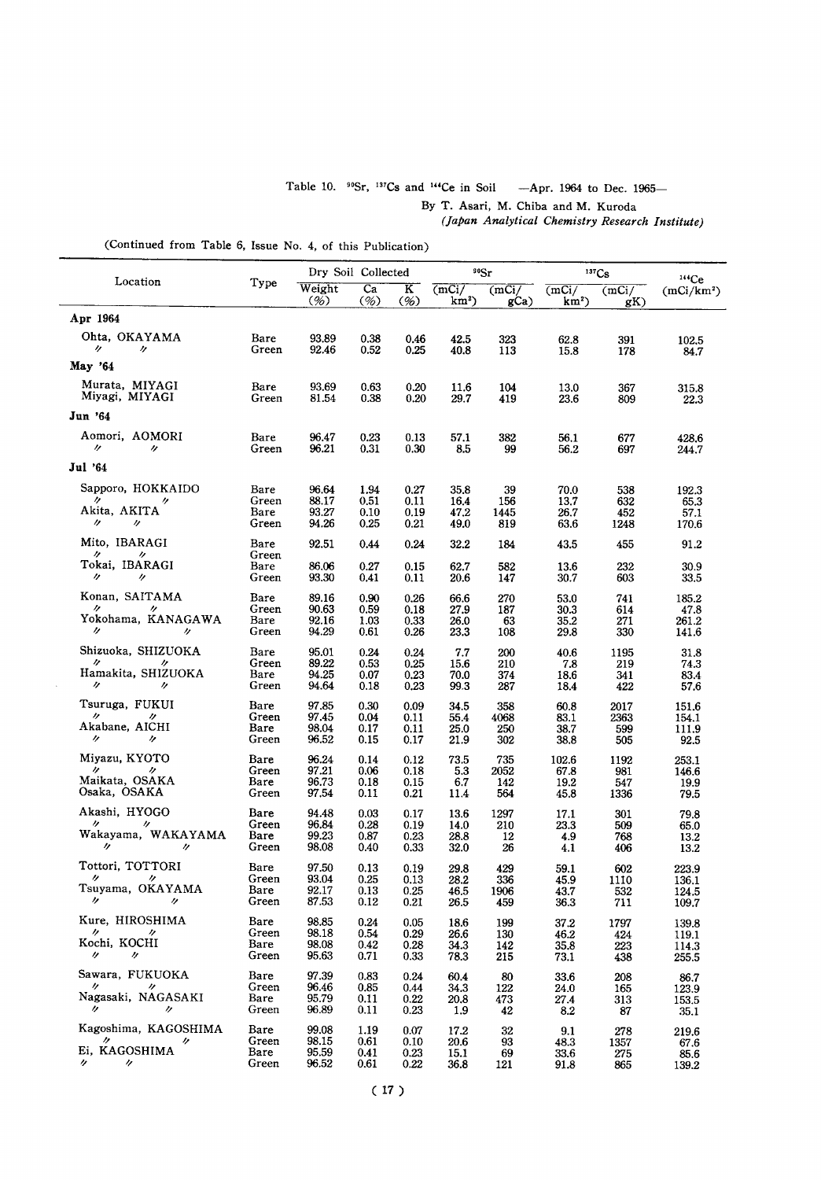Table 10. $^{90}Sr$, $^{137}Cs$ and $^{144}Ce$ in Soil —Apr. 1964 to Dec. 1965—

By T. Asari, M. Chiba and M. Kuroda

*(Japan Analytical Chemistry Research Institute)*

(Continued from Table 6, Issue No. 4, of this Publication)

| Location | Type | Dry Soil Collected | | | $^{90}Sr$ | | $^{137}Cs$ | | $^{144}Ce$ |
|---|---|---|---|---|---|---|---|---|---|
| | | Weight (%) | Ca (%) | K (%) | (mCi/km²) | (mCi/gCa) | (mCi/km²) | (mCi/gK) | (mCi/km²) |
| **Apr 1964** | | | | | | | | | |
| Ohta, OKAYAMA | Bare | 93.89 | 0.38 | 0.46 | 42.5 | 323 | 62.8 | 391 | 102.5 |
| 〃 〃 | Green | 92.46 | 0.52 | 0.25 | 40.8 | 113 | 15.8 | 178 | 84.7 |
| **May '64** | | | | | | | | | |
| Murata, MIYAGI | Bare | 93.69 | 0.63 | 0.20 | 11.6 | 104 | 13.0 | 367 | 315.8 |
| Miyagi, MIYAGI | Green | 81.54 | 0.38 | 0.20 | 29.7 | 419 | 23.6 | 809 | 22.3 |
| **Jun '64** | | | | | | | | | |
| Aomori, AOMORI | Bare | 96.47 | 0.23 | 0.13 | 57.1 | 382 | 56.1 | 677 | 428.6 |
| 〃 〃 | Green | 96.21 | 0.31 | 0.30 | 8.5 | 99 | 56.2 | 697 | 244.7 |
| **Jul '64** | | | | | | | | | |
| Sapporo, HOKKAIDO | Bare | 96.64 | 1.94 | 0.27 | 35.8 | 39 | 70.0 | 538 | 192.3 |
| 〃 〃 | Green | 88.17 | 0.51 | 0.11 | 16.4 | 156 | 13.7 | 632 | 65.3 |
| Akita, AKITA | Bare | 93.27 | 0.10 | 0.19 | 47.2 | 1445 | 26.7 | 452 | 57.1 |
| 〃 〃 | Green | 94.26 | 0.25 | 0.21 | 49.0 | 819 | 63.6 | 1248 | 170.6 |
| Mito, IBARAGI | Bare | 92.51 | 0.44 | 0.24 | 32.2 | 184 | 43.5 | 455 | 91.2 |
| 〃 〃 | Green | | | | | | | | |
| Tokai, IBARAGI | Bare | 86.06 | 0.27 | 0.15 | 62.7 | 582 | 13.6 | 232 | 30.9 |
| 〃 〃 | Green | 93.30 | 0.41 | 0.11 | 20.6 | 147 | 30.7 | 603 | 33.5 |
| Konan, SAITAMA | Bare | 89.16 | 0.90 | 0.26 | 66.6 | 270 | 53.0 | 741 | 185.2 |
| 〃 〃 | Green | 90.63 | 0.59 | 0.18 | 27.9 | 187 | 30.3 | 614 | 47.8 |
| Yokohama, KANAGAWA | Bare | 92.16 | 1.03 | 0.33 | 26.0 | 63 | 35.2 | 271 | 261.2 |
| 〃 〃 | Green | 94.29 | 0.61 | 0.26 | 23.3 | 108 | 29.8 | 330 | 141.6 |
| Shizuoka, SHIZUOKA | Bare | 95.01 | 0.24 | 0.24 | 7.7 | 200 | 40.6 | 1195 | 31.8 |
| 〃 〃 | Green | 89.22 | 0.53 | 0.25 | 15.6 | 210 | 7.8 | 219 | 74.3 |
| Hamakita, SHIZUOKA | Bare | 94.25 | 0.07 | 0.23 | 70.0 | 374 | 18.6 | 341 | 83.4 |
| 〃 〃 | Green | 94.64 | 0.18 | 0.23 | 99.3 | 287 | 18.4 | 422 | 57.6 |
| Tsuruga, FUKUI | Bare | 97.85 | 0.30 | 0.09 | 34.5 | 358 | 60.8 | 2017 | 151.6 |
| 〃 〃 | Green | 97.45 | 0.04 | 0.11 | 55.4 | 4068 | 83.1 | 2363 | 154.1 |
| Akabane, AICHI | Bare | 98.04 | 0.17 | 0.11 | 25.0 | 250 | 38.7 | 599 | 111.9 |
| 〃 〃 | Green | 96.52 | 0.15 | 0.17 | 21.9 | 302 | 38.8 | 505 | 92.5 |
| Miyazu, KYOTO | Bare | 96.24 | 0.14 | 0.12 | 73.5 | 735 | 102.6 | 1192 | 253.1 |
| 〃 〃 | Green | 97.21 | 0.06 | 0.18 | 5.3 | 2052 | 67.8 | 981 | 146.6 |
| Maikata, OSAKA | Bare | 96.73 | 0.18 | 0.15 | 6.7 | 142 | 19.2 | 547 | 19.9 |
| Osaka, OSAKA | Green | 97.54 | 0.11 | 0.21 | 11.4 | 564 | 45.8 | 1336 | 79.5 |
| Akashi, HYOGO | Bare | 94.48 | 0.03 | 0.17 | 13.6 | 1297 | 17.1 | 301 | 79.8 |
| 〃 〃 | Green | 96.84 | 0.28 | 0.19 | 14.0 | 210 | 23.3 | 509 | 65.0 |
| Wakayama, WAKAYAMA | Bare | 99.23 | 0.87 | 0.23 | 28.8 | 12 | 4.9 | 768 | 13.2 |
| 〃 〃 | Green | 98.08 | 0.40 | 0.33 | 32.0 | 26 | 4.1 | 406 | 13.2 |
| Tottori, TOTTORI | Bare | 97.50 | 0.13 | 0.19 | 29.8 | 429 | 59.1 | 602 | 223.9 |
| 〃 〃 | Green | 93.04 | 0.25 | 0.13 | 28.2 | 336 | 45.9 | 1110 | 136.1 |
| Tsuyama, OKAYAMA | Bare | 92.17 | 0.13 | 0.25 | 46.5 | 1906 | 43.7 | 532 | 124.5 |
| 〃 〃 | Green | 87.53 | 0.12 | 0.21 | 26.5 | 459 | 36.3 | 711 | 109.7 |
| Kure, HIROSHIMA | Bare | 98.85 | 0.24 | 0.05 | 18.6 | 199 | 37.2 | 1797 | 139.8 |
| 〃 〃 | Green | 98.18 | 0.54 | 0.29 | 26.6 | 130 | 46.2 | 424 | 119.1 |
| Kochi, KOCHI | Bare | 98.08 | 0.42 | 0.28 | 34.3 | 142 | 35.8 | 223 | 114.3 |
| 〃 〃 | Green | 95.63 | 0.71 | 0.33 | 78.3 | 215 | 73.1 | 438 | 255.5 |
| Sawara, FUKUOKA | Bare | 97.39 | 0.83 | 0.24 | 60.4 | 80 | 33.6 | 208 | 86.7 |
| 〃 〃 | Green | 96.46 | 0.85 | 0.44 | 34.3 | 122 | 24.0 | 165 | 123.9 |
| Nagasaki, NAGASAKI | Bare | 95.79 | 0.11 | 0.22 | 20.8 | 473 | 27.4 | 313 | 153.5 |
| 〃 〃 | Green | 96.89 | 0.11 | 0.23 | 1.9 | 42 | 8.2 | 87 | 35.1 |
| Kagoshima, KAGOSHIMA | Bare | 99.08 | 1.19 | 0.07 | 17.2 | 32 | 9.1 | 278 | 219.6 |
| 〃 〃 | Green | 98.15 | 0.61 | 0.10 | 20.6 | 93 | 48.3 | 1357 | 67.6 |
| Ei, KAGOSHIMA | Bare | 95.59 | 0.41 | 0.23 | 15.1 | 69 | 33.6 | 275 | 85.6 |
| 〃 〃 | Green | 96.52 | 0.61 | 0.22 | 36.8 | 121 | 91.8 | 865 | 139.2 |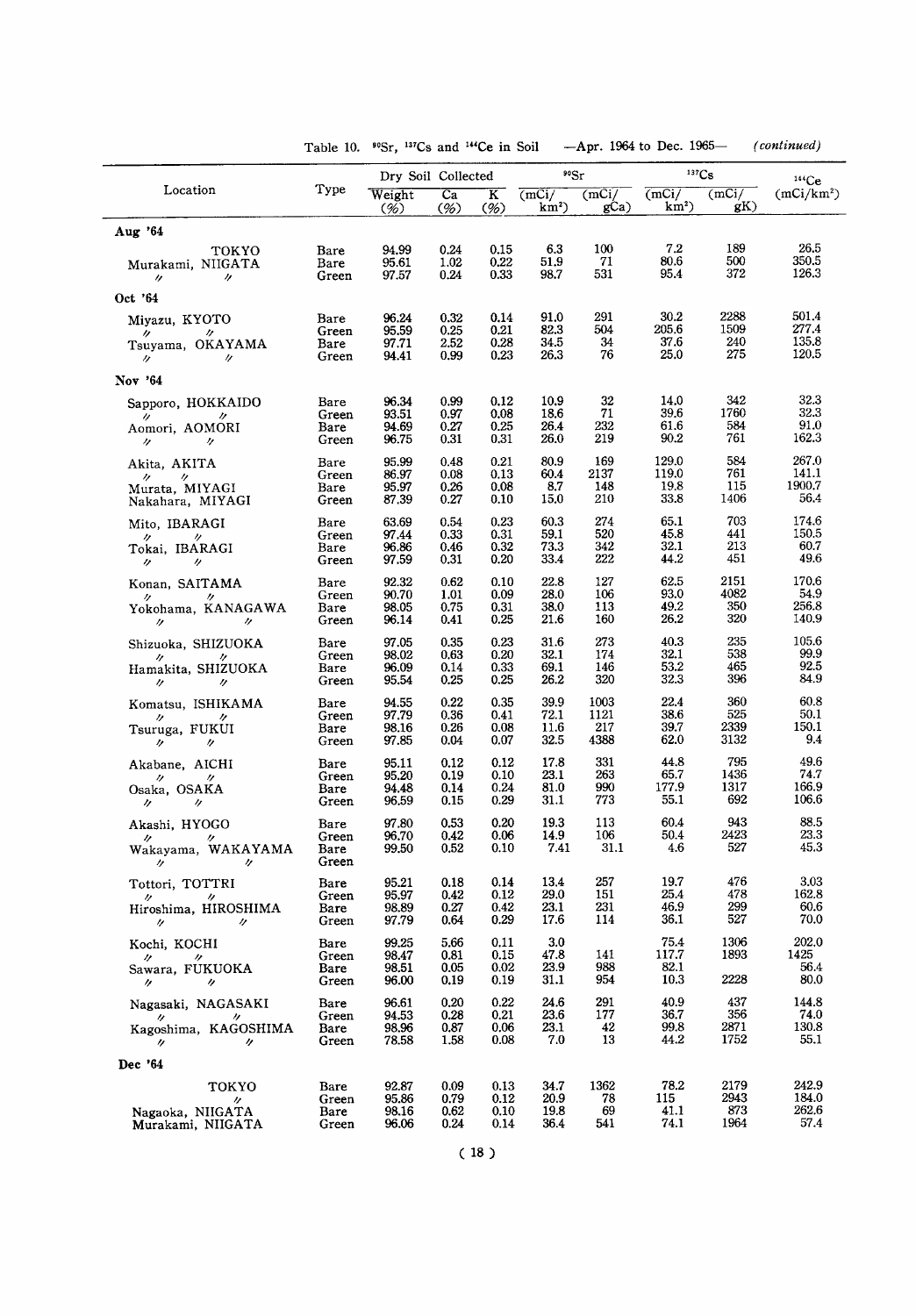Table 10. $^{90}Sr$, $^{137}Cs$ and $^{144}Ce$ in Soil —Apr. 1964 to Dec. 1965— *(continued)*

| Location | Type | Dry Soil Collected | | | $^{90}Sr$ | | $^{137}Cs$ | | $^{144}Ce$ |
|---|---|---|---|---|---|---|---|---|---|
| | | Weight (%) | Ca (%) | K (%) | (mCi/km$^2$) | (mCi/gCa) | (mCi/km$^2$) | (mCi/gK) | (mCi/km$^2$) |
| **Aug '64** | | | | | | | | | |
| TOKYO | Bare | 94.99 | 0.24 | 0.15 | 6.3 | 100 | 7.2 | 189 | 26.5 |
| Murakami, NIIGATA | Bare | 95.61 | 1.02 | 0.22 | 51.9 | 71 | 80.6 | 500 | 350.5 |
| 〃 〃 | Green | 97.57 | 0.24 | 0.33 | 98.7 | 531 | 95.4 | 372 | 126.3 |
| **Oct '64** | | | | | | | | | |
| Miyazu, KYOTO | Bare | 96.24 | 0.32 | 0.14 | 91.0 | 291 | 30.2 | 2288 | 501.4 |
| 〃 〃 | Green | 95.59 | 0.25 | 0.21 | 82.3 | 504 | 205.6 | 1509 | 277.4 |
| Tsuyama, OKAYAMA | Bare | 97.71 | 2.52 | 0.28 | 34.5 | 34 | 37.6 | 240 | 135.8 |
| 〃 〃 | Green | 94.41 | 0.99 | 0.23 | 26.3 | 76 | 25.0 | 275 | 120.5 |
| **Nov '64** | | | | | | | | | |
| Sapporo, HOKKAIDO | Bare | 96.34 | 0.99 | 0.12 | 10.9 | 32 | 14.0 | 342 | 32.3 |
| 〃 〃 | Green | 93.51 | 0.97 | 0.08 | 18.6 | 71 | 39.6 | 1760 | 32.3 |
| Aomori, AOMORI | Bare | 94.69 | 0.27 | 0.25 | 26.4 | 232 | 61.6 | 584 | 91.0 |
| 〃 〃 | Green | 96.75 | 0.31 | 0.31 | 26.0 | 219 | 90.2 | 761 | 162.3 |
| Akita, AKITA | Bare | 95.99 | 0.48 | 0.21 | 80.9 | 169 | 129.0 | 584 | 267.0 |
| 〃 〃 | Green | 86.97 | 0.08 | 0.13 | 60.4 | 2137 | 119.0 | 761 | 141.1 |
| Murata, MIYAGI | Bare | 95.97 | 0.26 | 0.08 | 8.7 | 148 | 19.8 | 115 | 1900.7 |
| Nakahara, MIYAGI | Green | 87.39 | 0.27 | 0.10 | 15.0 | 210 | 33.8 | 1406 | 56.4 |
| Mito, IBARAGI | Bare | 63.69 | 0.54 | 0.23 | 60.3 | 274 | 65.1 | 703 | 174.6 |
| 〃 〃 | Green | 97.44 | 0.33 | 0.31 | 59.1 | 520 | 45.8 | 441 | 150.5 |
| Tokai, IBARAGI | Bare | 96.86 | 0.46 | 0.32 | 73.3 | 342 | 32.1 | 213 | 60.7 |
| 〃 〃 | Green | 97.59 | 0.31 | 0.20 | 33.4 | 222 | 44.2 | 451 | 49.6 |
| Konan, SAITAMA | Bare | 92.32 | 0.62 | 0.10 | 22.8 | 127 | 62.5 | 2151 | 170.6 |
| 〃 〃 | Green | 90.70 | 1.01 | 0.09 | 28.0 | 106 | 93.0 | 4082 | 54.9 |
| Yokohama, KANAGAWA | Bare | 98.05 | 0.75 | 0.31 | 38.0 | 113 | 49.2 | 350 | 256.8 |
| 〃 〃 | Green | 96.14 | 0.41 | 0.25 | 21.6 | 160 | 26.2 | 320 | 140.9 |
| Shizuoka, SHIZUOKA | Bare | 97.05 | 0.35 | 0.23 | 31.6 | 273 | 40.3 | 235 | 105.6 |
| 〃 〃 | Green | 98.02 | 0.63 | 0.20 | 32.1 | 174 | 32.1 | 538 | 99.9 |
| Hamakita, SHIZUOKA | Bare | 96.09 | 0.14 | 0.33 | 69.1 | 146 | 53.2 | 465 | 92.5 |
| 〃 〃 | Green | 95.54 | 0.25 | 0.25 | 26.2 | 320 | 32.3 | 396 | 84.9 |
| Komatsu, ISHIKAMA | Bare | 94.55 | 0.22 | 0.35 | 39.9 | 1003 | 22.4 | 360 | 60.8 |
| 〃 〃 | Green | 97.79 | 0.36 | 0.41 | 72.1 | 1121 | 38.6 | 525 | 50.1 |
| Tsuruga, FUKUI | Bare | 98.16 | 0.26 | 0.08 | 11.6 | 217 | 39.7 | 2339 | 150.1 |
| 〃 〃 | Green | 97.85 | 0.04 | 0.07 | 32.5 | 4388 | 62.0 | 3132 | 9.4 |
| Akabane, AICHI | Bare | 95.11 | 0.12 | 0.12 | 17.8 | 331 | 44.8 | 795 | 49.6 |
| 〃 〃 | Green | 95.20 | 0.19 | 0.10 | 23.1 | 263 | 65.7 | 1436 | 74.7 |
| Osaka, OSAKA | Bare | 94.48 | 0.14 | 0.24 | 81.0 | 990 | 177.9 | 1317 | 166.9 |
| 〃 〃 | Green | 96.59 | 0.15 | 0.29 | 31.1 | 773 | 55.1 | 692 | 106.6 |
| Akashi, HYOGO | Bare | 97.80 | 0.53 | 0.20 | 19.3 | 113 | 60.4 | 943 | 88.5 |
| 〃 〃 | Green | 96.70 | 0.42 | 0.06 | 14.9 | 106 | 50.4 | 2423 | 23.3 |
| Wakayama, WAKAYAMA | Bare | 99.50 | 0.52 | 0.10 | 7.41 | 31.1 | 4.6 | 527 | 45.3 |
| 〃 〃 | Green | | | | | | | | |
| Tottori, TOTTRI | Bare | 95.21 | 0.18 | 0.14 | 13.4 | 257 | 19.7 | 476 | 3.03 |
| 〃 〃 | Green | 95.97 | 0.42 | 0.12 | 29.0 | 151 | 25.4 | 478 | 162.8 |
| Hiroshima, HIROSHIMA | Bare | 98.89 | 0.27 | 0.42 | 23.1 | 231 | 46.9 | 299 | 60.6 |
| 〃 〃 | Green | 97.79 | 0.64 | 0.29 | 17.6 | 114 | 36.1 | 527 | 70.0 |
| Kochi, KOCHI | Bare | 99.25 | 5.66 | 0.11 | 3.0 | | 75.4 | 1306 | 202.0 |
| 〃 〃 | Green | 98.47 | 0.81 | 0.15 | 47.8 | 141 | 117.7 | 1893 | 1425 |
| Sawara, FUKUOKA | Bare | 98.51 | 0.05 | 0.02 | 23.9 | 988 | 82.1 | | 56.4 |
| 〃 〃 | Green | 96.00 | 0.19 | 0.19 | 31.1 | 954 | 10.3 | 2228 | 80.0 |
| Nagasaki, NAGASAKI | Bare | 96.61 | 0.20 | 0.22 | 24.6 | 291 | 40.9 | 437 | 144.8 |
| 〃 〃 | Green | 94.53 | 0.28 | 0.21 | 23.6 | 177 | 36.7 | 356 | 74.0 |
| Kagoshima, KAGOSHIMA | Bare | 98.96 | 0.87 | 0.06 | 23.1 | 42 | 99.8 | 2871 | 130.8 |
| 〃 〃 | Green | 78.58 | 1.58 | 0.08 | 7.0 | 13 | 44.2 | 1752 | 55.1 |
| **Dec '64** | | | | | | | | | |
| TOKYO | Bare | 92.87 | 0.09 | 0.13 | 34.7 | 1362 | 78.2 | 2179 | 242.9 |
| 〃 | Green | 95.86 | 0.79 | 0.12 | 20.9 | 78 | 115 | 2943 | 184.0 |
| Nagaoka, NIIGATA | Bare | 98.16 | 0.62 | 0.10 | 19.8 | 69 | 41.1 | 873 | 262.6 |
| Murakami, NIIGATA | Green | 96.06 | 0.24 | 0.14 | 36.4 | 541 | 74.1 | 1964 | 57.4 |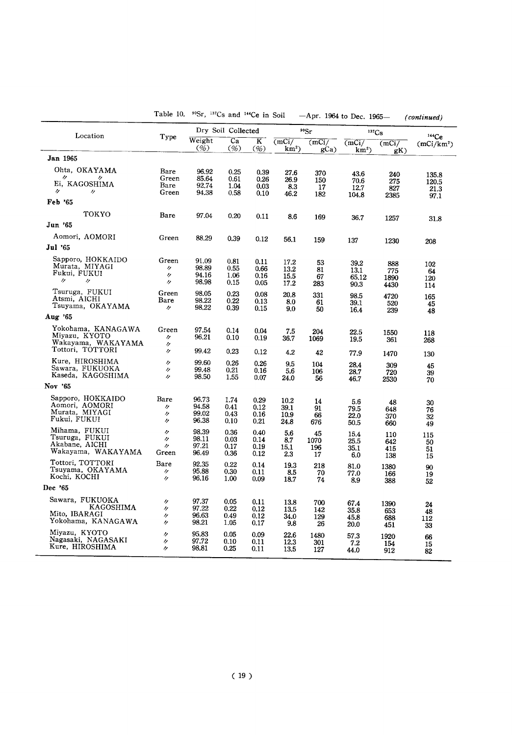Table 10. $^{90}Sr$, $^{137}Cs$ and $^{144}Ce$ in Soil —Apr. 1964 to Dec. 1965— *(continued)*

| Location | Type | Dry Soil Collected | | | $^{90}Sr$ | | $^{137}Cs$ | | $^{144}Ce$ |
|---|---|---|---|---|---|---|---|---|---|
| | | Weight (%) | Ca (%) | K (%) | (mCi/km²) | (mCi/gCa) | (mCi/km²) | (mCi/gK) | (mCi/km²) |
| **Jan 1965** | | | | | | | | | |
| Ohta, OKAYAMA | Bare | 96.92 | 0.25 | 0.39 | 27.6 | 370 | 43.6 | 240 | 135.8 |
| 〃 〃 | Green | 85.64 | 0.61 | 0.26 | 26.9 | 150 | 70.6 | 275 | 120.5 |
| Ei, KAGOSHIMA | Bare | 92.74 | 1.04 | 0.03 | 8.3 | 17 | 12.7 | 827 | 21.3 |
| 〃 〃 | Green | 94.38 | 0.58 | 0.10 | 46.2 | 182 | 104.8 | 2385 | 97.1 |
| **Feb '65** | | | | | | | | | |
| TOKYO | Bare | 97.04 | 0.20 | 0.11 | 8.6 | 169 | 36.7 | 1257 | 31.8 |
| **Jun '65** | | | | | | | | | |
| Aomori, AOMORI | Green | 88.29 | 0.39 | 0.12 | 56.1 | 159 | 137 | 1230 | 208 |
| **Jul '65** | | | | | | | | | |
| Sapporo, HOKKAIDO | Green | 91.09 | 0.81 | 0.11 | 17.2 | 53 | 39.2 | 888 | 102 |
| Murata, MIYAGI | 〃 | 98.89 | 0.55 | 0.66 | 13.2 | 81 | 13.1 | 775 | 64 |
| Fukui, FUKUI | 〃 | 94.16 | 1.06 | 0.16 | 15.5 | 67 | 65.12 | 1890 | 120 |
| 〃 〃 | 〃 | 98.98 | 0.15 | 0.05 | 17.2 | 283 | 90.3 | 4430 | 114 |
| Tsuruga, FUKUI | Green | 98.05 | 0.23 | 0.08 | 20.8 | 331 | 98.5 | 4720 | 165 |
| Atsmi, AICHI | Bare | 98.22 | 0.22 | 0.13 | 8.0 | 61 | 39.1 | 520 | 45 |
| Tsuyama, OKAYAMA | 〃 | 98.22 | 0.39 | 0.15 | 9.0 | 50 | 16.4 | 239 | 48 |
| **Aug '65** | | | | | | | | | |
| Yokohama, KANAGAWA | Green | 97.54 | 0.14 | 0.04 | 7.5 | 204 | 22.5 | 1550 | 118 |
| Miyazu, KYOTO | 〃 | 96.21 | 0.10 | 0.19 | 36.7 | 1069 | 19.5 | 361 | 268 |
| Wakayama, WAKAYAMA | 〃 | | | | | | | | |
| Tottori, TOTTORI | 〃 | 99.42 | 0.23 | 0.12 | 4.2 | 42 | 77.9 | 1470 | 130 |
| Kure, HIROSHIMA | 〃 | 99.60 | 0.26 | 0.26 | 9.5 | 104 | 28.4 | 309 | 45 |
| Sawara, FUKUOKA | 〃 | 99.48 | 0.21 | 0.16 | 5.6 | 106 | 28.7 | 720 | 39 |
| Kaseda, KAGOSHIMA | 〃 | 98.50 | 1.55 | 0.07 | 24.0 | 56 | 46.7 | 2530 | 70 |
| **Nov '65** | | | | | | | | | |
| Sapporo, HOKKAIDO | Bare | 96.73 | 1.74 | 0.29 | 10.2 | 14 | 5.6 | 48 | 30 |
| Aomori, AOMORI | 〃 | 94.58 | 0.41 | 0.12 | 39.1 | 91 | 79.5 | 648 | 76 |
| Murata, MIYAGI | 〃 | 99.02 | 0.43 | 0.16 | 10.9 | 66 | 22.0 | 370 | 32 |
| Fukui, FUKUI | 〃 | 96.38 | 0.10 | 0.21 | 24.8 | 676 | 50.5 | 660 | 49 |
| Mihama, FUKUI | 〃 | 98.39 | 0.36 | 0.40 | 5.6 | 45 | 15.4 | 110 | 115 |
| Tsuruga, FUKUI | 〃 | 98.11 | 0.03 | 0.14 | 8.7 | 1070 | 25.5 | 642 | 50 |
| Akabane, AICHI | 〃 | 97.21 | 0.17 | 0.19 | 15.1 | 196 | 35.1 | 415 | 51 |
| Wakayama, WAKAYAMA | Green | 96.49 | 0.36 | 0.12 | 2.3 | 17 | 6.0 | 138 | 15 |
| Tottori, TOTTORI | Bare | 92.35 | 0.22 | 0.14 | 19.3 | 218 | 81.0 | 1380 | 90 |
| Tsuyama, OKAYAMA | 〃 | 95.88 | 0.30 | 0.11 | 8.5 | 70 | 77.0 | 166 | 19 |
| Kochi, KOCHI | 〃 | 96.16 | 1.00 | 0.09 | 18.7 | 74 | 8.9 | 388 | 52 |
| **Dec '65** | | | | | | | | | |
| Sawara, FUKUOKA | 〃 | 97.37 | 0.05 | 0.11 | 13.8 | 700 | 67.4 | 1390 | 24 |
| KAGOSHIMA | 〃 | 97.22 | 0.22 | 0.12 | 13.5 | 142 | 35.8 | 653 | 48 |
| Mito, IBARAGI | 〃 | 96.63 | 0.49 | 0.12 | 34.0 | 129 | 45.8 | 688 | 112 |
| Yokohama, KANAGAWA | 〃 | 98.21 | 1.05 | 0.17 | 9.8 | 26 | 20.0 | 451 | 33 |
| Miyazu, KYOTO | 〃 | 95.83 | 0.05 | 0.09 | 22.6 | 1480 | 57.3 | 1920 | 66 |
| Nagasaki, NAGASAKI | 〃 | 97.72 | 0.10 | 0.11 | 12.3 | 301 | 7.2 | 154 | 15 |
| Kure, HIROSHIMA | 〃 | 98.81 | 0.25 | 0.11 | 13.5 | 127 | 44.0 | 912 | 82 |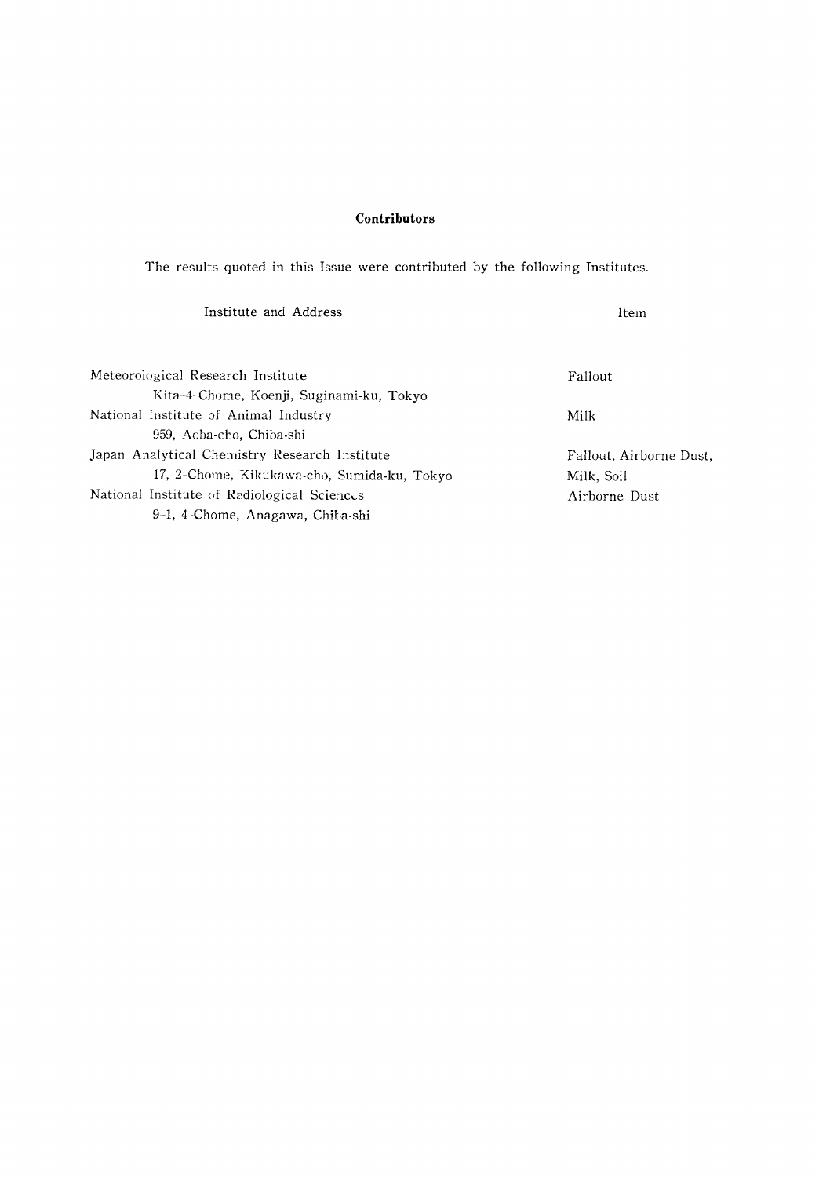**Contributors**

The results quoted in this Issue were contributed by the following Institutes.

| Institute and Address | Item |
|---|---|
| Meteorological Research Institute<br>Kita-4-Chome, Koenji, Suginami-ku, Tokyo | Fallout |
| National Institute of Animal Industry<br>959, Aoba-cho, Chiba-shi | Milk |
| Japan Analytical Chemistry Research Institute<br>17, 2-Chome, Kikukawa-cho, Sumida-ku, Tokyo | Fallout, Airborne Dust, Milk, Soil |
| National Institute of Radiological Sciences<br>9-1, 4-Chome, Anagawa, Chiba-shi | Airborne Dust |